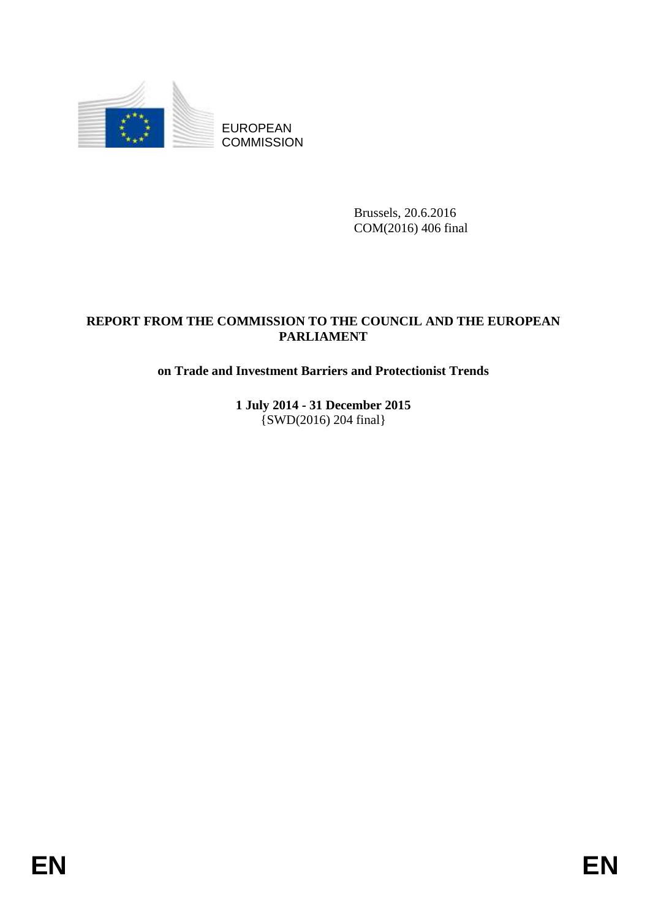EUROPEAN COMMISSION

Brussels, 20.6.2016
COM(2016) 406 final

# REPORT FROM THE COMMISSION TO THE COUNCIL AND THE EUROPEAN PARLIAMENT

## on Trade and Investment Barriers and Protectionist Trends

**1 July 2014 - 31 December 2015**
{SWD(2016) 204 final}

EN EN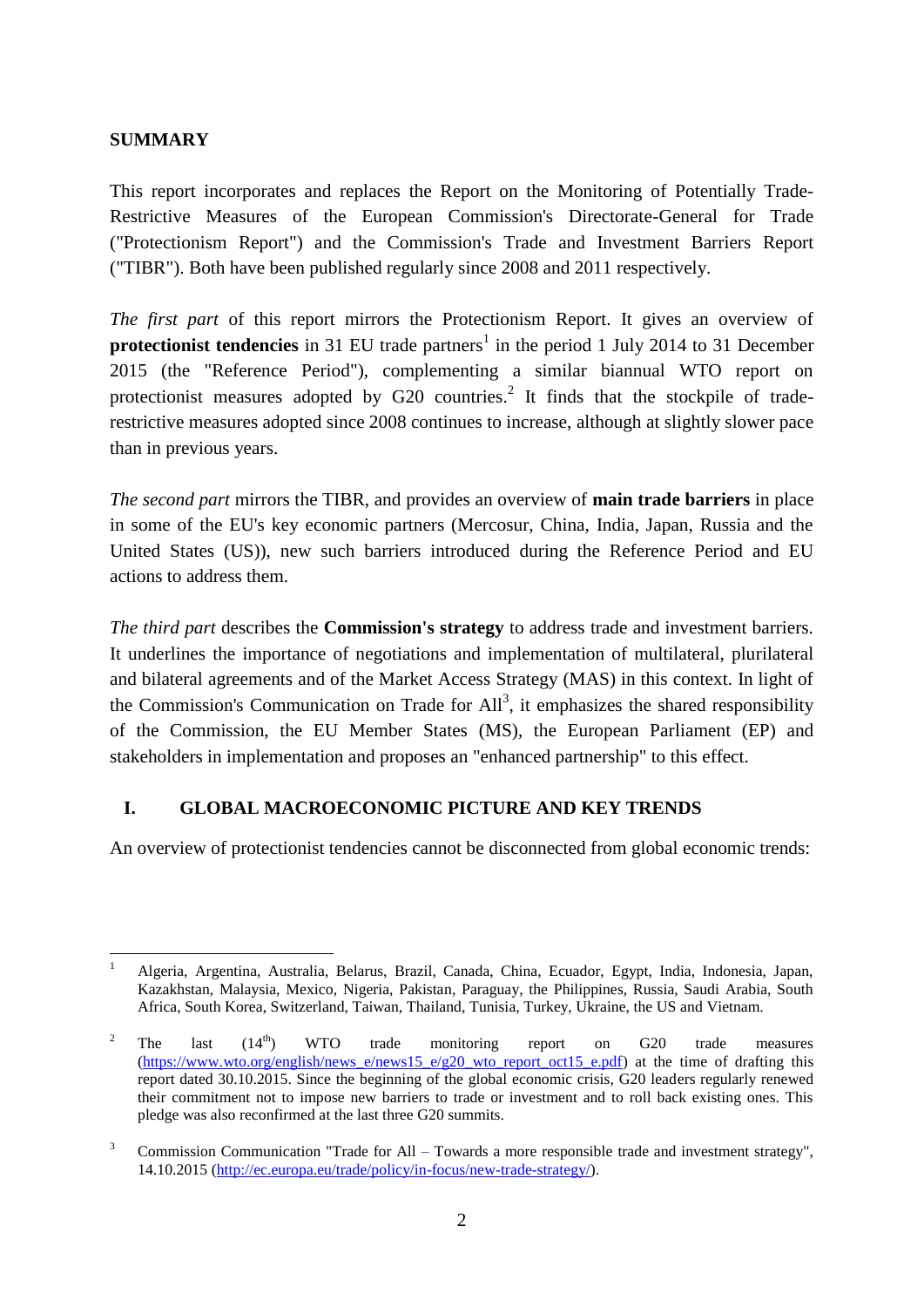**SUMMARY**

This report incorporates and replaces the Report on the Monitoring of Potentially Trade-Restrictive Measures of the European Commission's Directorate-General for Trade ("Protectionism Report") and the Commission's Trade and Investment Barriers Report ("TIBR"). Both have been published regularly since 2008 and 2011 respectively.

*The first part* of this report mirrors the Protectionism Report. It gives an overview of **protectionist tendencies** in 31 EU trade partners[1] in the period 1 July 2014 to 31 December 2015 (the "Reference Period"), complementing a similar biannual WTO report on protectionist measures adopted by G20 countries.[2] It finds that the stockpile of trade-restrictive measures adopted since 2008 continues to increase, although at slightly slower pace than in previous years.

*The second part* mirrors the TIBR, and provides an overview of **main trade barriers** in place in some of the EU's key economic partners (Mercosur, China, India, Japan, Russia and the United States (US)), new such barriers introduced during the Reference Period and EU actions to address them.

*The third part* describes the **Commission's strategy** to address trade and investment barriers. It underlines the importance of negotiations and implementation of multilateral, plurilateral and bilateral agreements and of the Market Access Strategy (MAS) in this context. In light of the Commission's Communication on Trade for All[3], it emphasizes the shared responsibility of the Commission, the EU Member States (MS), the European Parliament (EP) and stakeholders in implementation and proposes an "enhanced partnership" to this effect.

## I. GLOBAL MACROECONOMIC PICTURE AND KEY TRENDS

An overview of protectionist tendencies cannot be disconnected from global economic trends:

---

[1] Algeria, Argentina, Australia, Belarus, Brazil, Canada, China, Ecuador, Egypt, India, Indonesia, Japan, Kazakhstan, Malaysia, Mexico, Nigeria, Pakistan, Paraguay, the Philippines, Russia, Saudi Arabia, South Africa, South Korea, Switzerland, Taiwan, Thailand, Tunisia, Turkey, Ukraine, the US and Vietnam.

[2] The last (14th) WTO trade monitoring report on G20 trade measures (https://www.wto.org/english/news_e/news15_e/g20_wto_report_oct15_e.pdf) at the time of drafting this report dated 30.10.2015. Since the beginning of the global economic crisis, G20 leaders regularly renewed their commitment not to impose new barriers to trade or investment and to roll back existing ones. This pledge was also reconfirmed at the last three G20 summits.

[3] Commission Communication "Trade for All – Towards a more responsible trade and investment strategy", 14.10.2015 (http://ec.europa.eu/trade/policy/in-focus/new-trade-strategy/).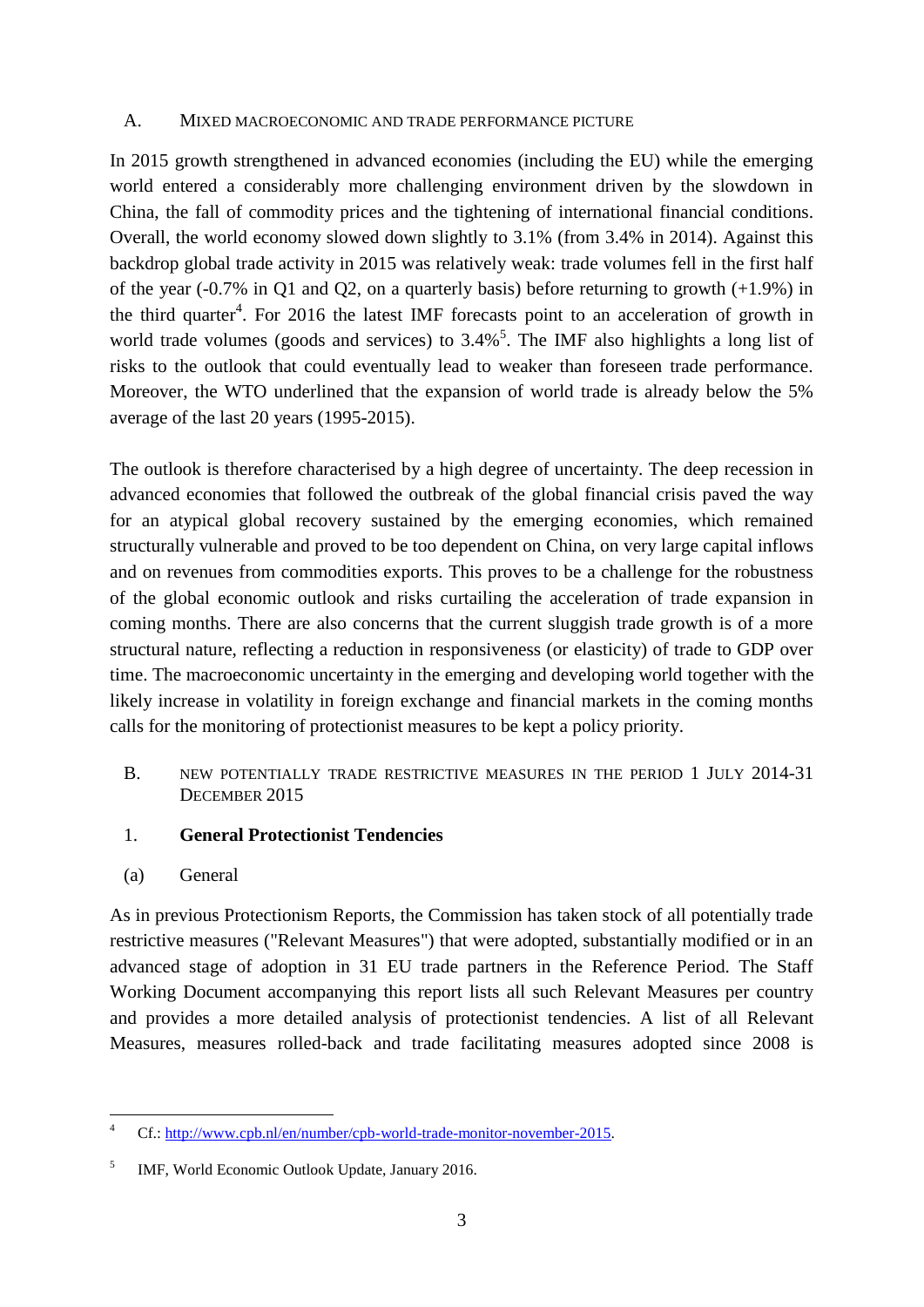## A. MIXED MACROECONOMIC AND TRADE PERFORMANCE PICTURE

In 2015 growth strengthened in advanced economies (including the EU) while the emerging world entered a considerably more challenging environment driven by the slowdown in China, the fall of commodity prices and the tightening of international financial conditions. Overall, the world economy slowed down slightly to 3.1% (from 3.4% in 2014). Against this backdrop global trade activity in 2015 was relatively weak: trade volumes fell in the first half of the year (-0.7% in Q1 and Q2, on a quarterly basis) before returning to growth (+1.9%) in the third quarter[4]. For 2016 the latest IMF forecasts point to an acceleration of growth in world trade volumes (goods and services) to 3.4%[5]. The IMF also highlights a long list of risks to the outlook that could eventually lead to weaker than foreseen trade performance. Moreover, the WTO underlined that the expansion of world trade is already below the 5% average of the last 20 years (1995-2015).

The outlook is therefore characterised by a high degree of uncertainty. The deep recession in advanced economies that followed the outbreak of the global financial crisis paved the way for an atypical global recovery sustained by the emerging economies, which remained structurally vulnerable and proved to be too dependent on China, on very large capital inflows and on revenues from commodities exports. This proves to be a challenge for the robustness of the global economic outlook and risks curtailing the acceleration of trade expansion in coming months. There are also concerns that the current sluggish trade growth is of a more structural nature, reflecting a reduction in responsiveness (or elasticity) of trade to GDP over time. The macroeconomic uncertainty in the emerging and developing world together with the likely increase in volatility in foreign exchange and financial markets in the coming months calls for the monitoring of protectionist measures to be kept a policy priority.

## B. NEW POTENTIALLY TRADE RESTRICTIVE MEASURES IN THE PERIOD 1 JULY 2014-31 DECEMBER 2015

### 1. General Protectionist Tendencies

#### (a) General

As in previous Protectionism Reports, the Commission has taken stock of all potentially trade restrictive measures ("Relevant Measures") that were adopted, substantially modified or in an advanced stage of adoption in 31 EU trade partners in the Reference Period. The Staff Working Document accompanying this report lists all such Relevant Measures per country and provides a more detailed analysis of protectionist tendencies. A list of all Relevant Measures, measures rolled-back and trade facilitating measures adopted since 2008 is

---

[4] Cf.: http://www.cpb.nl/en/number/cpb-world-trade-monitor-november-2015.

[5] IMF, World Economic Outlook Update, January 2016.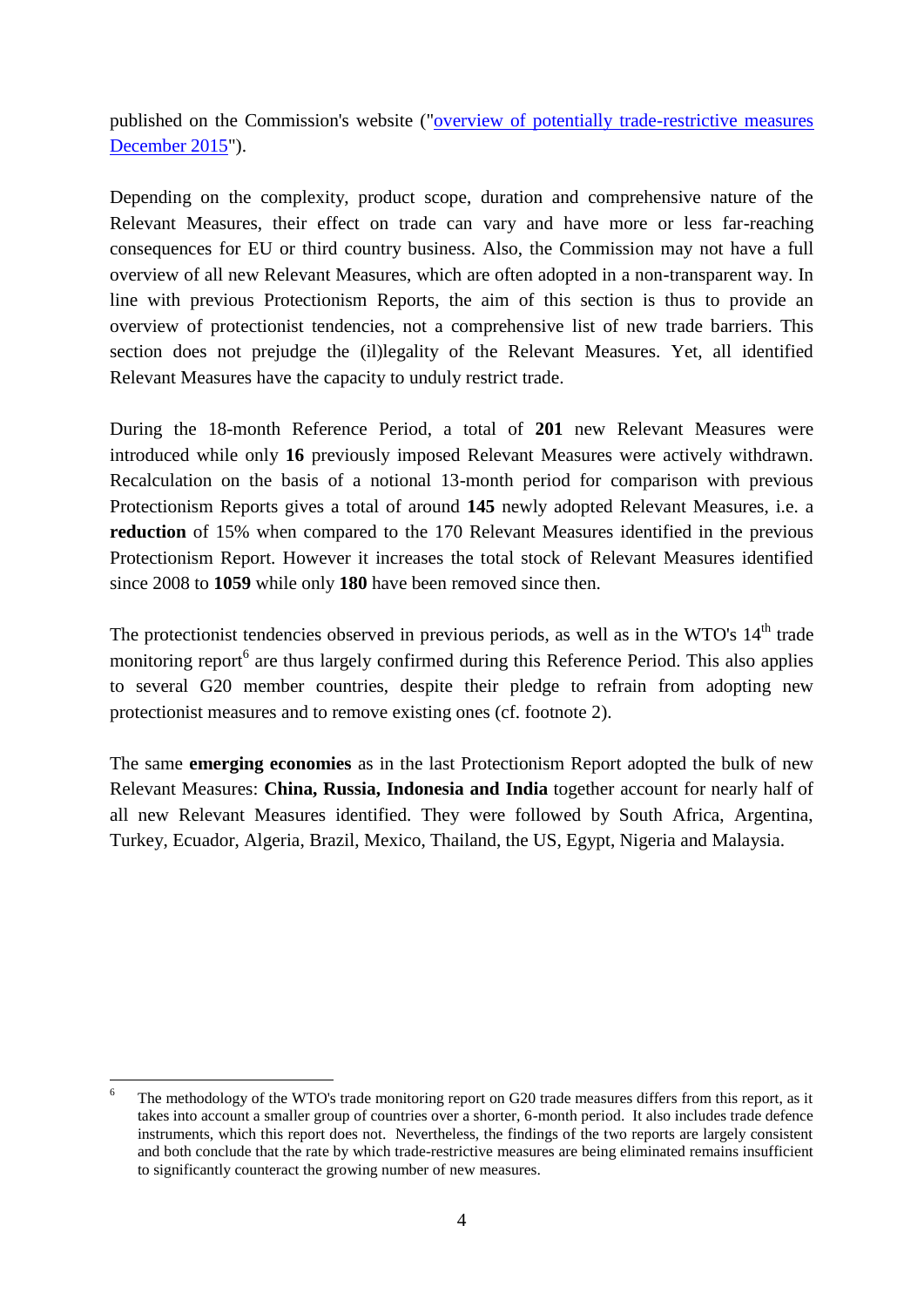published on the Commission's website ("overview of potentially trade-restrictive measures December 2015").

Depending on the complexity, product scope, duration and comprehensive nature of the Relevant Measures, their effect on trade can vary and have more or less far-reaching consequences for EU or third country business. Also, the Commission may not have a full overview of all new Relevant Measures, which are often adopted in a non-transparent way. In line with previous Protectionism Reports, the aim of this section is thus to provide an overview of protectionist tendencies, not a comprehensive list of new trade barriers. This section does not prejudge the (il)legality of the Relevant Measures. Yet, all identified Relevant Measures have the capacity to unduly restrict trade.

During the 18-month Reference Period, a total of **201** new Relevant Measures were introduced while only **16** previously imposed Relevant Measures were actively withdrawn. Recalculation on the basis of a notional 13-month period for comparison with previous Protectionism Reports gives a total of around **145** newly adopted Relevant Measures, i.e. a **reduction** of 15% when compared to the 170 Relevant Measures identified in the previous Protectionism Report. However it increases the total stock of Relevant Measures identified since 2008 to **1059** while only **180** have been removed since then.

The protectionist tendencies observed in previous periods, as well as in the WTO's 14th trade monitoring report[6] are thus largely confirmed during this Reference Period. This also applies to several G20 member countries, despite their pledge to refrain from adopting new protectionist measures and to remove existing ones (cf. footnote 2).

The same **emerging economies** as in the last Protectionism Report adopted the bulk of new Relevant Measures: **China, Russia, Indonesia and India** together account for nearly half of all new Relevant Measures identified. They were followed by South Africa, Argentina, Turkey, Ecuador, Algeria, Brazil, Mexico, Thailand, the US, Egypt, Nigeria and Malaysia.

---

[6] The methodology of the WTO's trade monitoring report on G20 trade measures differs from this report, as it takes into account a smaller group of countries over a shorter, 6-month period. It also includes trade defence instruments, which this report does not. Nevertheless, the findings of the two reports are largely consistent and both conclude that the rate by which trade-restrictive measures are being eliminated remains insufficient to significantly counteract the growing number of new measures.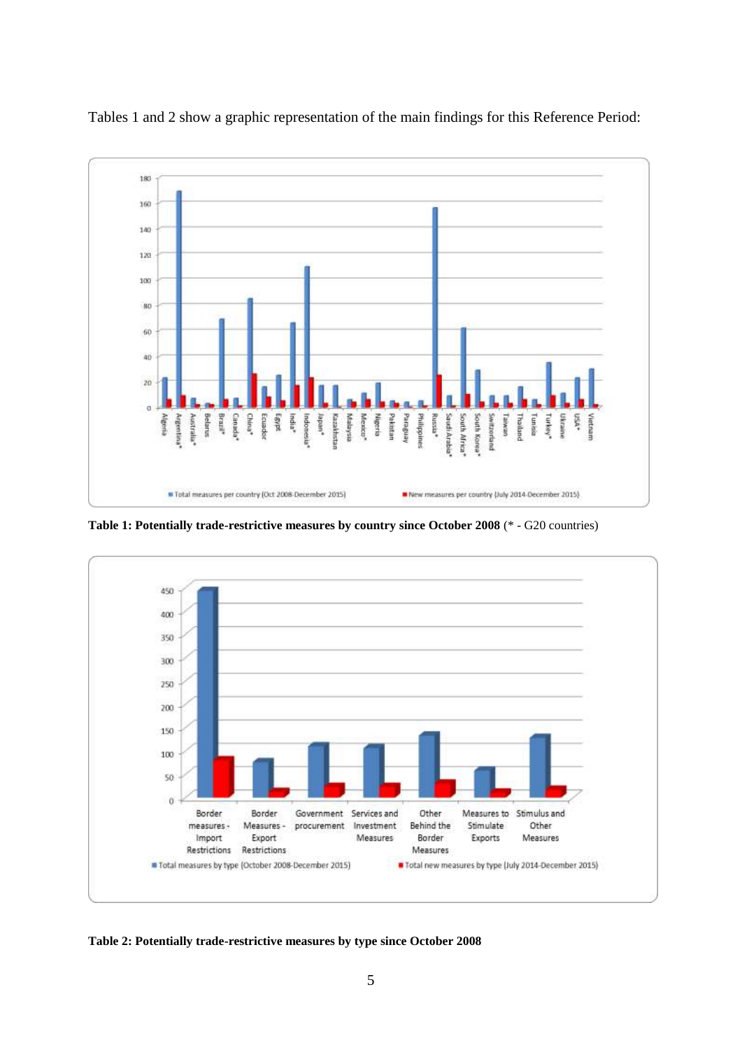Tables 1 and 2 show a graphic representation of the main findings for this Reference Period:

**Table 1: Potentially trade-restrictive measures by country since October 2008** (* - G20 countries)

**Table 2: Potentially trade-restrictive measures by type since October 2008**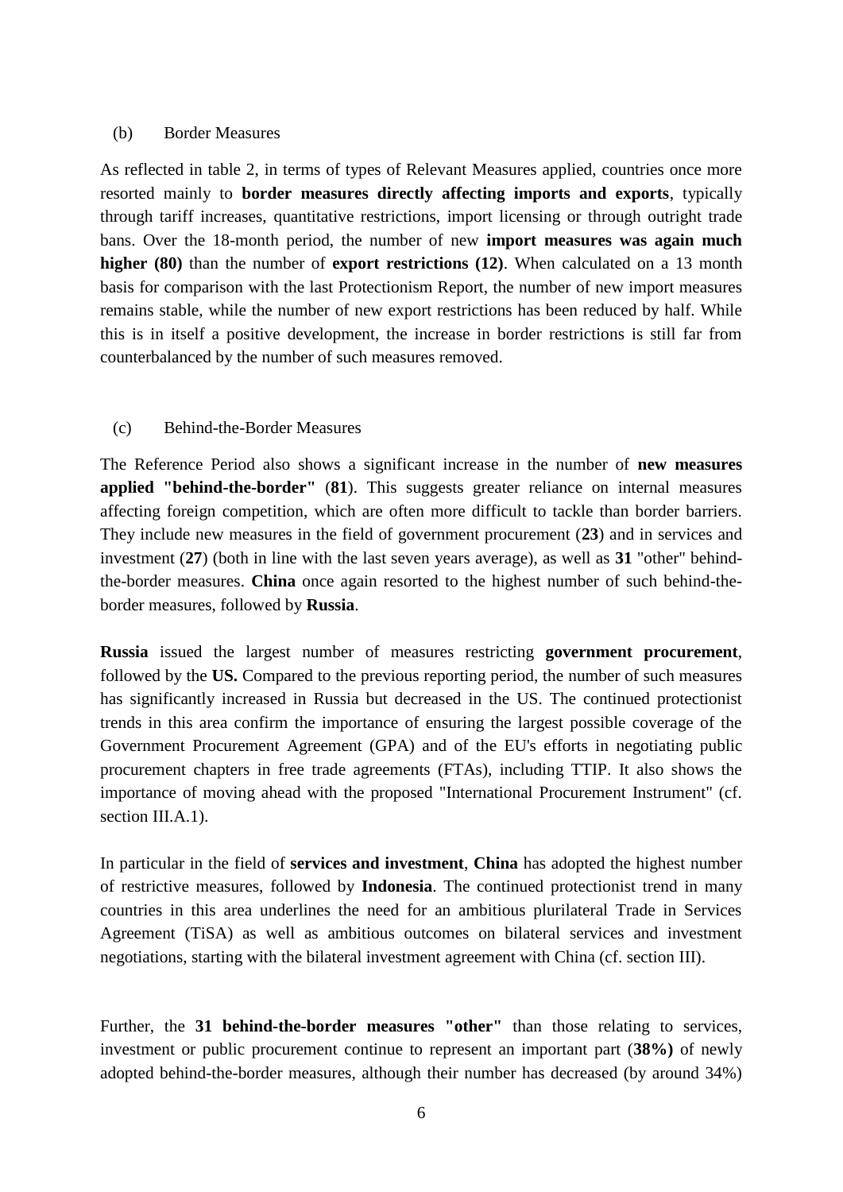(b) Border Measures

As reflected in table 2, in terms of types of Relevant Measures applied, countries once more resorted mainly to **border measures directly affecting imports and exports**, typically through tariff increases, quantitative restrictions, import licensing or through outright trade bans. Over the 18-month period, the number of new **import measures was again much higher (80)** than the number of **export restrictions (12)**. When calculated on a 13 month basis for comparison with the last Protectionism Report, the number of new import measures remains stable, while the number of new export restrictions has been reduced by half. While this is in itself a positive development, the increase in border restrictions is still far from counterbalanced by the number of such measures removed.

(c) Behind-the-Border Measures

The Reference Period also shows a significant increase in the number of **new measures applied "behind-the-border"** (**81**). This suggests greater reliance on internal measures affecting foreign competition, which are often more difficult to tackle than border barriers. They include new measures in the field of government procurement (**23**) and in services and investment (**27**) (both in line with the last seven years average), as well as **31** "other" behind-the-border measures. **China** once again resorted to the highest number of such behind-the-border measures, followed by **Russia**.

**Russia** issued the largest number of measures restricting **government procurement**, followed by the **US.** Compared to the previous reporting period, the number of such measures has significantly increased in Russia but decreased in the US. The continued protectionist trends in this area confirm the importance of ensuring the largest possible coverage of the Government Procurement Agreement (GPA) and of the EU's efforts in negotiating public procurement chapters in free trade agreements (FTAs), including TTIP. It also shows the importance of moving ahead with the proposed "International Procurement Instrument" (cf. section III.A.1).

In particular in the field of **services and investment**, **China** has adopted the highest number of restrictive measures, followed by **Indonesia**. The continued protectionist trend in many countries in this area underlines the need for an ambitious plurilateral Trade in Services Agreement (TiSA) as well as ambitious outcomes on bilateral services and investment negotiations, starting with the bilateral investment agreement with China (cf. section III).

Further, the **31 behind-the-border measures "other"** than those relating to services, investment or public procurement continue to represent an important part (**38%)** of newly adopted behind-the-border measures, although their number has decreased (by around 34%)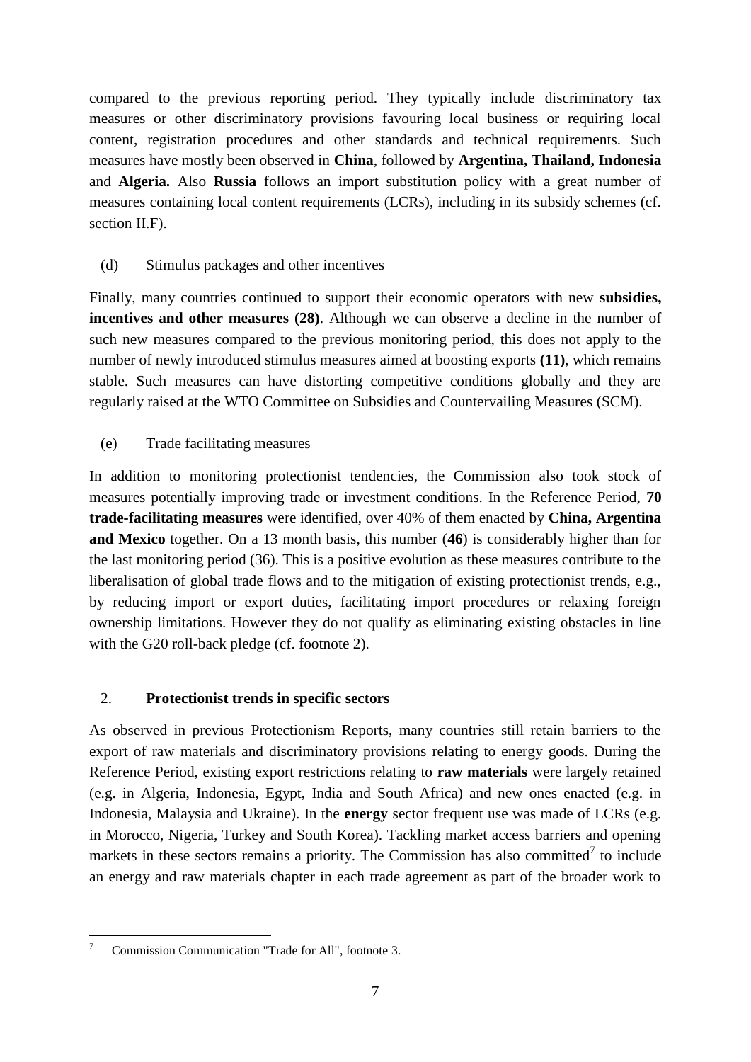compared to the previous reporting period. They typically include discriminatory tax measures or other discriminatory provisions favouring local business or requiring local content, registration procedures and other standards and technical requirements. Such measures have mostly been observed in **China**, followed by **Argentina, Thailand, Indonesia** and **Algeria.** Also **Russia** follows an import substitution policy with a great number of measures containing local content requirements (LCRs), including in its subsidy schemes (cf. section II.F).

(d) Stimulus packages and other incentives

Finally, many countries continued to support their economic operators with new **subsidies, incentives and other measures (28)**. Although we can observe a decline in the number of such new measures compared to the previous monitoring period, this does not apply to the number of newly introduced stimulus measures aimed at boosting exports **(11)**, which remains stable. Such measures can have distorting competitive conditions globally and they are regularly raised at the WTO Committee on Subsidies and Countervailing Measures (SCM).

(e) Trade facilitating measures

In addition to monitoring protectionist tendencies, the Commission also took stock of measures potentially improving trade or investment conditions. In the Reference Period, **70 trade-facilitating measures** were identified, over 40% of them enacted by **China, Argentina and Mexico** together. On a 13 month basis, this number (**46**) is considerably higher than for the last monitoring period (36). This is a positive evolution as these measures contribute to the liberalisation of global trade flows and to the mitigation of existing protectionist trends, e.g., by reducing import or export duties, facilitating import procedures or relaxing foreign ownership limitations. However they do not qualify as eliminating existing obstacles in line with the G20 roll-back pledge (cf. footnote 2).

## 2. Protectionist trends in specific sectors

As observed in previous Protectionism Reports, many countries still retain barriers to the export of raw materials and discriminatory provisions relating to energy goods. During the Reference Period, existing export restrictions relating to **raw materials** were largely retained (e.g. in Algeria, Indonesia, Egypt, India and South Africa) and new ones enacted (e.g. in Indonesia, Malaysia and Ukraine). In the **energy** sector frequent use was made of LCRs (e.g. in Morocco, Nigeria, Turkey and South Korea). Tackling market access barriers and opening markets in these sectors remains a priority. The Commission has also committed[7] to include an energy and raw materials chapter in each trade agreement as part of the broader work to

[7] Commission Communication "Trade for All", footnote 3.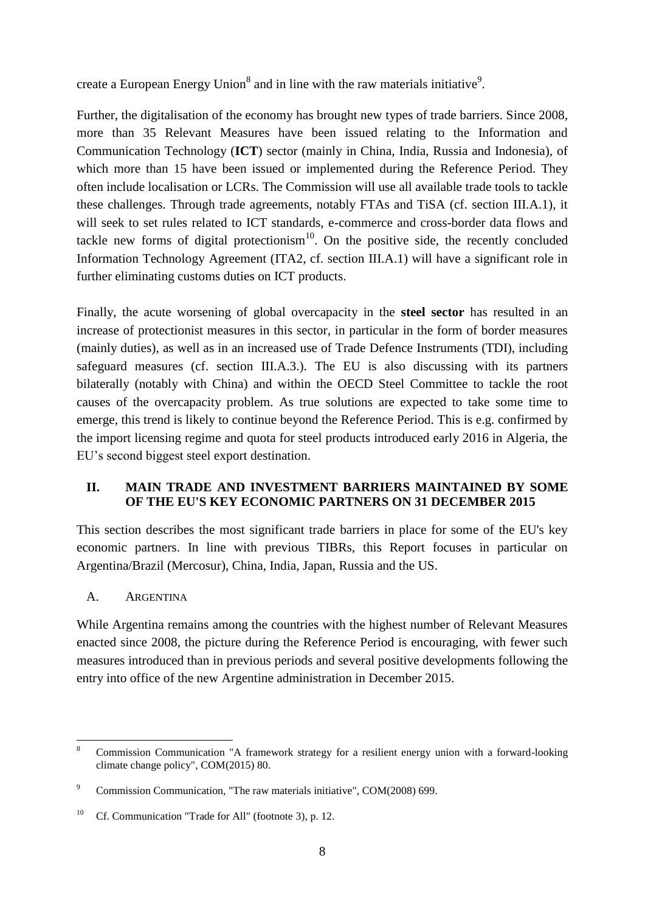create a European Energy Union[8] and in line with the raw materials initiative[9].

Further, the digitalisation of the economy has brought new types of trade barriers. Since 2008, more than 35 Relevant Measures have been issued relating to the Information and Communication Technology (**ICT**) sector (mainly in China, India, Russia and Indonesia), of which more than 15 have been issued or implemented during the Reference Period. They often include localisation or LCRs. The Commission will use all available trade tools to tackle these challenges. Through trade agreements, notably FTAs and TiSA (cf. section III.A.1), it will seek to set rules related to ICT standards, e-commerce and cross-border data flows and tackle new forms of digital protectionism[10]. On the positive side, the recently concluded Information Technology Agreement (ITA2, cf. section III.A.1) will have a significant role in further eliminating customs duties on ICT products.

Finally, the acute worsening of global overcapacity in the **steel sector** has resulted in an increase of protectionist measures in this sector, in particular in the form of border measures (mainly duties), as well as in an increased use of Trade Defence Instruments (TDI), including safeguard measures (cf. section III.A.3.). The EU is also discussing with its partners bilaterally (notably with China) and within the OECD Steel Committee to tackle the root causes of the overcapacity problem. As true solutions are expected to take some time to emerge, this trend is likely to continue beyond the Reference Period. This is e.g. confirmed by the import licensing regime and quota for steel products introduced early 2016 in Algeria, the EU's second biggest steel export destination.

## II. MAIN TRADE AND INVESTMENT BARRIERS MAINTAINED BY SOME OF THE EU'S KEY ECONOMIC PARTNERS ON 31 DECEMBER 2015

This section describes the most significant trade barriers in place for some of the EU's key economic partners. In line with previous TIBRs, this Report focuses in particular on Argentina/Brazil (Mercosur), China, India, Japan, Russia and the US.

### A. ARGENTINA

While Argentina remains among the countries with the highest number of Relevant Measures enacted since 2008, the picture during the Reference Period is encouraging, with fewer such measures introduced than in previous periods and several positive developments following the entry into office of the new Argentine administration in December 2015.

---

[8] Commission Communication "A framework strategy for a resilient energy union with a forward-looking climate change policy", COM(2015) 80.

[9] Commission Communication, "The raw materials initiative", COM(2008) 699.

[10] Cf. Communication "Trade for All" (footnote 3), p. 12.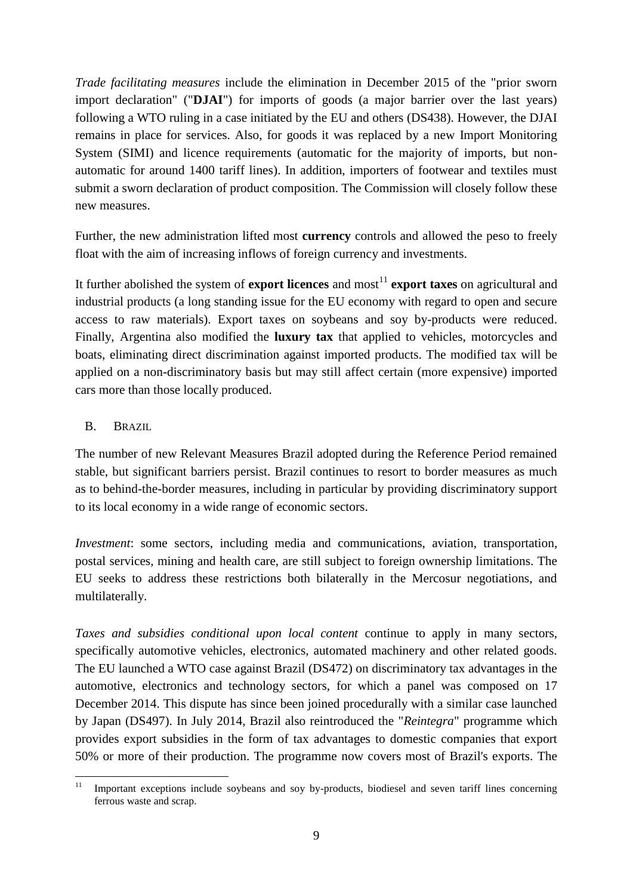*Trade facilitating measures* include the elimination in December 2015 of the "prior sworn import declaration" ("**DJAI**") for imports of goods (a major barrier over the last years) following a WTO ruling in a case initiated by the EU and others (DS438). However, the DJAI remains in place for services. Also, for goods it was replaced by a new Import Monitoring System (SIMI) and licence requirements (automatic for the majority of imports, but non-automatic for around 1400 tariff lines). In addition, importers of footwear and textiles must submit a sworn declaration of product composition. The Commission will closely follow these new measures.

Further, the new administration lifted most **currency** controls and allowed the peso to freely float with the aim of increasing inflows of foreign currency and investments.

It further abolished the system of **export licences** and most[11] **export taxes** on agricultural and industrial products (a long standing issue for the EU economy with regard to open and secure access to raw materials). Export taxes on soybeans and soy by-products were reduced. Finally, Argentina also modified the **luxury tax** that applied to vehicles, motorcycles and boats, eliminating direct discrimination against imported products. The modified tax will be applied on a non-discriminatory basis but may still affect certain (more expensive) imported cars more than those locally produced.

## B. Brazil

The number of new Relevant Measures Brazil adopted during the Reference Period remained stable, but significant barriers persist. Brazil continues to resort to border measures as much as to behind-the-border measures, including in particular by providing discriminatory support to its local economy in a wide range of economic sectors.

*Investment*: some sectors, including media and communications, aviation, transportation, postal services, mining and health care, are still subject to foreign ownership limitations. The EU seeks to address these restrictions both bilaterally in the Mercosur negotiations, and multilaterally.

*Taxes and subsidies conditional upon local content* continue to apply in many sectors, specifically automotive vehicles, electronics, automated machinery and other related goods. The EU launched a WTO case against Brazil (DS472) on discriminatory tax advantages in the automotive, electronics and technology sectors, for which a panel was composed on 17 December 2014. This dispute has since been joined procedurally with a similar case launched by Japan (DS497). In July 2014, Brazil also reintroduced the "*Reintegra*" programme which provides export subsidies in the form of tax advantages to domestic companies that export 50% or more of their production. The programme now covers most of Brazil's exports. The

[11] Important exceptions include soybeans and soy by-products, biodiesel and seven tariff lines concerning ferrous waste and scrap.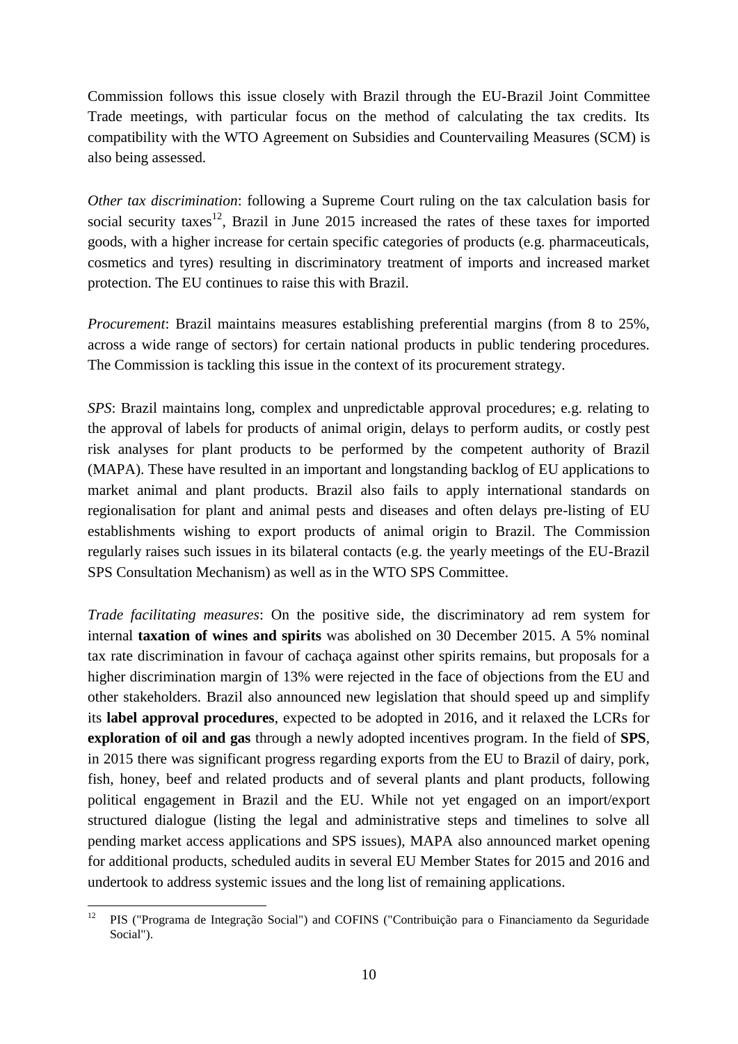Commission follows this issue closely with Brazil through the EU-Brazil Joint Committee Trade meetings, with particular focus on the method of calculating the tax credits. Its compatibility with the WTO Agreement on Subsidies and Countervailing Measures (SCM) is also being assessed.

*Other tax discrimination*: following a Supreme Court ruling on the tax calculation basis for social security taxes[12], Brazil in June 2015 increased the rates of these taxes for imported goods, with a higher increase for certain specific categories of products (e.g. pharmaceuticals, cosmetics and tyres) resulting in discriminatory treatment of imports and increased market protection. The EU continues to raise this with Brazil.

*Procurement*: Brazil maintains measures establishing preferential margins (from 8 to 25%, across a wide range of sectors) for certain national products in public tendering procedures. The Commission is tackling this issue in the context of its procurement strategy.

*SPS*: Brazil maintains long, complex and unpredictable approval procedures; e.g. relating to the approval of labels for products of animal origin, delays to perform audits, or costly pest risk analyses for plant products to be performed by the competent authority of Brazil (MAPA). These have resulted in an important and longstanding backlog of EU applications to market animal and plant products. Brazil also fails to apply international standards on regionalisation for plant and animal pests and diseases and often delays pre-listing of EU establishments wishing to export products of animal origin to Brazil. The Commission regularly raises such issues in its bilateral contacts (e.g. the yearly meetings of the EU-Brazil SPS Consultation Mechanism) as well as in the WTO SPS Committee.

*Trade facilitating measures*: On the positive side, the discriminatory ad rem system for internal **taxation of wines and spirits** was abolished on 30 December 2015. A 5% nominal tax rate discrimination in favour of cachaça against other spirits remains, but proposals for a higher discrimination margin of 13% were rejected in the face of objections from the EU and other stakeholders. Brazil also announced new legislation that should speed up and simplify its **label approval procedures**, expected to be adopted in 2016, and it relaxed the LCRs for **exploration of oil and gas** through a newly adopted incentives program. In the field of **SPS**, in 2015 there was significant progress regarding exports from the EU to Brazil of dairy, pork, fish, honey, beef and related products and of several plants and plant products, following political engagement in Brazil and the EU. While not yet engaged on an import/export structured dialogue (listing the legal and administrative steps and timelines to solve all pending market access applications and SPS issues), MAPA also announced market opening for additional products, scheduled audits in several EU Member States for 2015 and 2016 and undertook to address systemic issues and the long list of remaining applications.

---

[12] PIS ("Programa de Integração Social") and COFINS ("Contribuição para o Financiamento da Seguridade Social").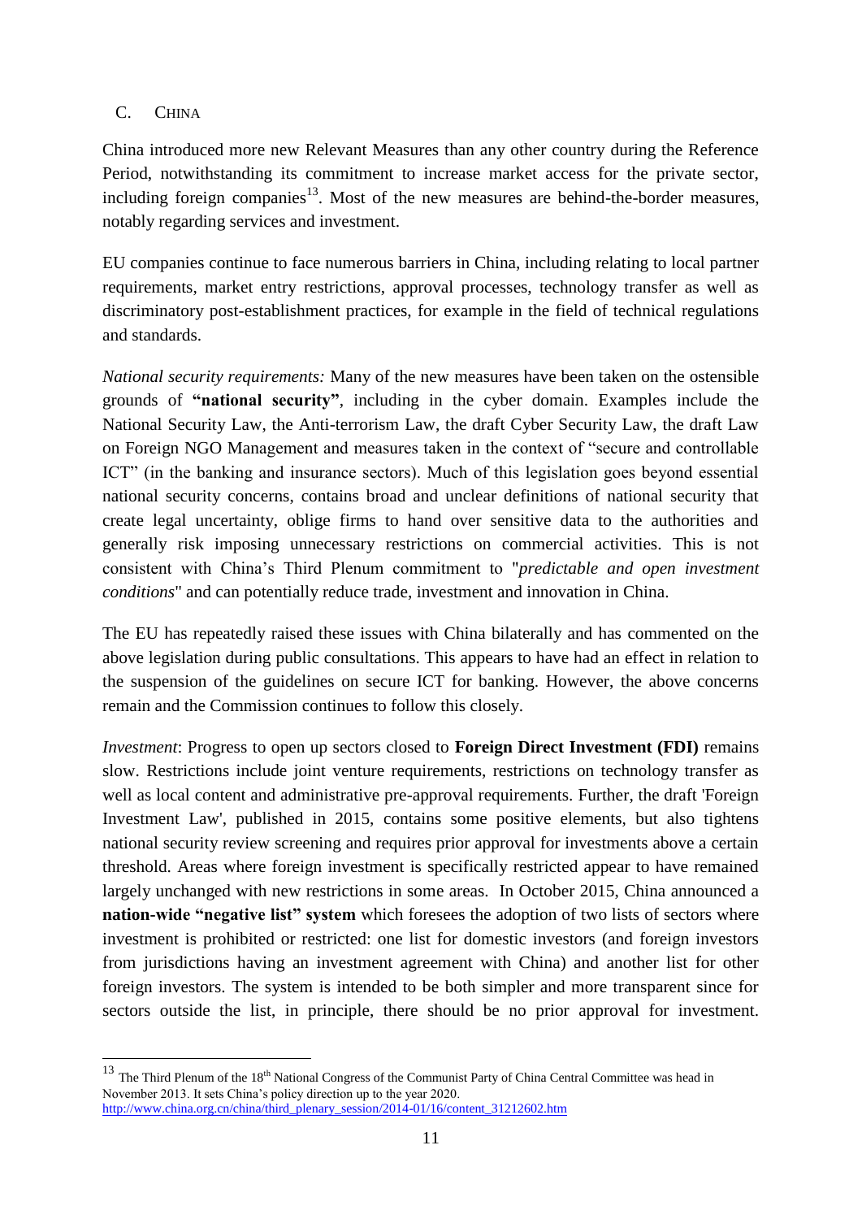## C. CHINA

China introduced more new Relevant Measures than any other country during the Reference Period, notwithstanding its commitment to increase market access for the private sector, including foreign companies[13]. Most of the new measures are behind-the-border measures, notably regarding services and investment.

EU companies continue to face numerous barriers in China, including relating to local partner requirements, market entry restrictions, approval processes, technology transfer as well as discriminatory post-establishment practices, for example in the field of technical regulations and standards.

*National security requirements:* Many of the new measures have been taken on the ostensible grounds of **"national security"**, including in the cyber domain. Examples include the National Security Law, the Anti-terrorism Law, the draft Cyber Security Law, the draft Law on Foreign NGO Management and measures taken in the context of "secure and controllable ICT" (in the banking and insurance sectors). Much of this legislation goes beyond essential national security concerns, contains broad and unclear definitions of national security that create legal uncertainty, oblige firms to hand over sensitive data to the authorities and generally risk imposing unnecessary restrictions on commercial activities. This is not consistent with China's Third Plenum commitment to "*predictable and open investment conditions*" and can potentially reduce trade, investment and innovation in China.

The EU has repeatedly raised these issues with China bilaterally and has commented on the above legislation during public consultations. This appears to have had an effect in relation to the suspension of the guidelines on secure ICT for banking. However, the above concerns remain and the Commission continues to follow this closely.

*Investment*: Progress to open up sectors closed to **Foreign Direct Investment (FDI)** remains slow. Restrictions include joint venture requirements, restrictions on technology transfer as well as local content and administrative pre-approval requirements. Further, the draft 'Foreign Investment Law', published in 2015, contains some positive elements, but also tightens national security review screening and requires prior approval for investments above a certain threshold. Areas where foreign investment is specifically restricted appear to have remained largely unchanged with new restrictions in some areas. In October 2015, China announced a **nation-wide "negative list" system** which foresees the adoption of two lists of sectors where investment is prohibited or restricted: one list for domestic investors (and foreign investors from jurisdictions having an investment agreement with China) and another list for other foreign investors. The system is intended to be both simpler and more transparent since for sectors outside the list, in principle, there should be no prior approval for investment.

---

[13] The Third Plenum of the 18th National Congress of the Communist Party of China Central Committee was head in November 2013. It sets China's policy direction up to the year 2020. http://www.china.org.cn/china/third_plenary_session/2014-01/16/content_31212602.htm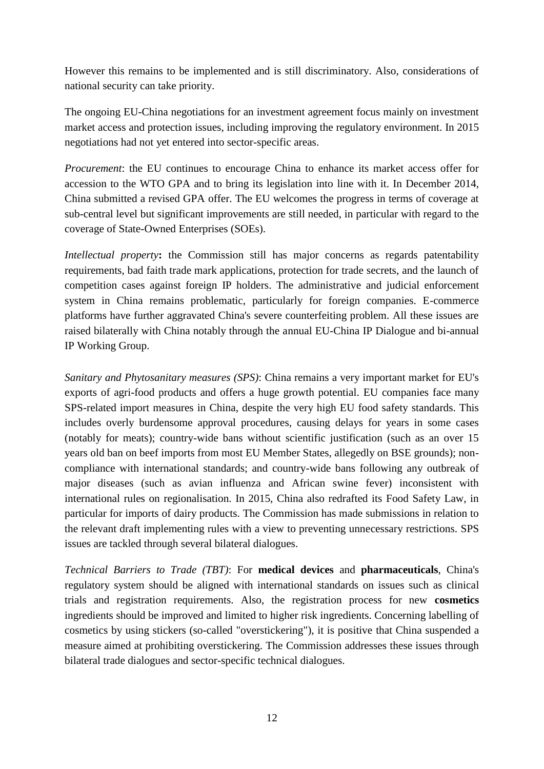However this remains to be implemented and is still discriminatory. Also, considerations of national security can take priority.

The ongoing EU-China negotiations for an investment agreement focus mainly on investment market access and protection issues, including improving the regulatory environment. In 2015 negotiations had not yet entered into sector-specific areas.

*Procurement*: the EU continues to encourage China to enhance its market access offer for accession to the WTO GPA and to bring its legislation into line with it. In December 2014, China submitted a revised GPA offer. The EU welcomes the progress in terms of coverage at sub-central level but significant improvements are still needed, in particular with regard to the coverage of State-Owned Enterprises (SOEs).

*Intellectual property***:** the Commission still has major concerns as regards patentability requirements, bad faith trade mark applications, protection for trade secrets, and the launch of competition cases against foreign IP holders. The administrative and judicial enforcement system in China remains problematic, particularly for foreign companies. E-commerce platforms have further aggravated China's severe counterfeiting problem. All these issues are raised bilaterally with China notably through the annual EU-China IP Dialogue and bi-annual IP Working Group.

*Sanitary and Phytosanitary measures (SPS)*: China remains a very important market for EU's exports of agri-food products and offers a huge growth potential. EU companies face many SPS-related import measures in China, despite the very high EU food safety standards. This includes overly burdensome approval procedures, causing delays for years in some cases (notably for meats); country-wide bans without scientific justification (such as an over 15 years old ban on beef imports from most EU Member States, allegedly on BSE grounds); non-compliance with international standards; and country-wide bans following any outbreak of major diseases (such as avian influenza and African swine fever) inconsistent with international rules on regionalisation. In 2015, China also redrafted its Food Safety Law, in particular for imports of dairy products. The Commission has made submissions in relation to the relevant draft implementing rules with a view to preventing unnecessary restrictions. SPS issues are tackled through several bilateral dialogues.

*Technical Barriers to Trade (TBT)*: For **medical devices** and **pharmaceuticals**, China's regulatory system should be aligned with international standards on issues such as clinical trials and registration requirements. Also, the registration process for new **cosmetics** ingredients should be improved and limited to higher risk ingredients. Concerning labelling of cosmetics by using stickers (so-called "overstickering"), it is positive that China suspended a measure aimed at prohibiting overstickering. The Commission addresses these issues through bilateral trade dialogues and sector-specific technical dialogues.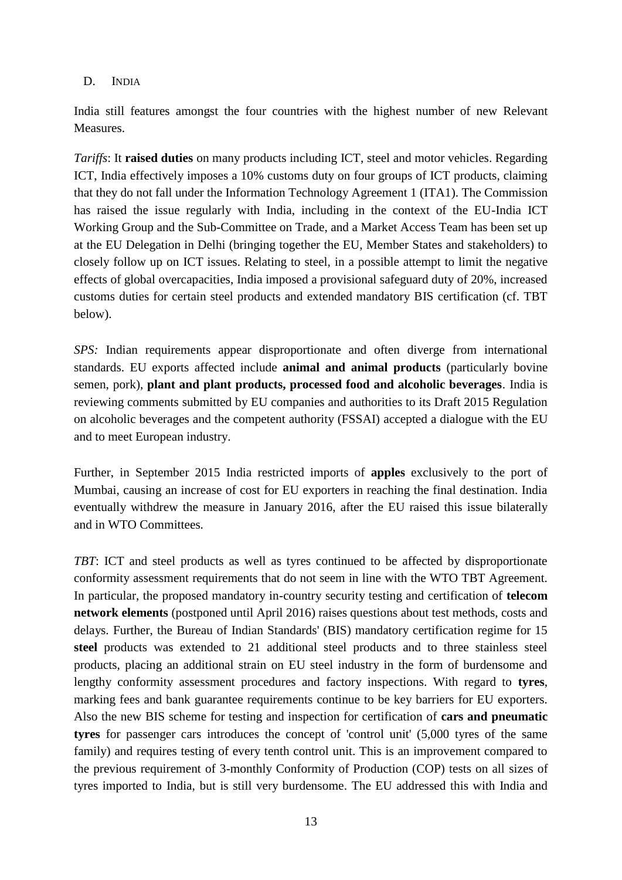## D. India

India still features amongst the four countries with the highest number of new Relevant Measures.

*Tariffs*: It **raised duties** on many products including ICT, steel and motor vehicles. Regarding ICT, India effectively imposes a 10% customs duty on four groups of ICT products, claiming that they do not fall under the Information Technology Agreement 1 (ITA1). The Commission has raised the issue regularly with India, including in the context of the EU-India ICT Working Group and the Sub-Committee on Trade, and a Market Access Team has been set up at the EU Delegation in Delhi (bringing together the EU, Member States and stakeholders) to closely follow up on ICT issues. Relating to steel, in a possible attempt to limit the negative effects of global overcapacities, India imposed a provisional safeguard duty of 20%, increased customs duties for certain steel products and extended mandatory BIS certification (cf. TBT below).

*SPS:* Indian requirements appear disproportionate and often diverge from international standards. EU exports affected include **animal and animal products** (particularly bovine semen, pork), **plant and plant products, processed food and alcoholic beverages**. India is reviewing comments submitted by EU companies and authorities to its Draft 2015 Regulation on alcoholic beverages and the competent authority (FSSAI) accepted a dialogue with the EU and to meet European industry.

Further, in September 2015 India restricted imports of **apples** exclusively to the port of Mumbai, causing an increase of cost for EU exporters in reaching the final destination. India eventually withdrew the measure in January 2016, after the EU raised this issue bilaterally and in WTO Committees.

*TBT*: ICT and steel products as well as tyres continued to be affected by disproportionate conformity assessment requirements that do not seem in line with the WTO TBT Agreement. In particular, the proposed mandatory in-country security testing and certification of **telecom network elements** (postponed until April 2016) raises questions about test methods, costs and delays. Further, the Bureau of Indian Standards' (BIS) mandatory certification regime for 15 **steel** products was extended to 21 additional steel products and to three stainless steel products, placing an additional strain on EU steel industry in the form of burdensome and lengthy conformity assessment procedures and factory inspections. With regard to **tyres**, marking fees and bank guarantee requirements continue to be key barriers for EU exporters. Also the new BIS scheme for testing and inspection for certification of **cars and pneumatic tyres** for passenger cars introduces the concept of 'control unit' (5,000 tyres of the same family) and requires testing of every tenth control unit. This is an improvement compared to the previous requirement of 3-monthly Conformity of Production (COP) tests on all sizes of tyres imported to India, but is still very burdensome. The EU addressed this with India and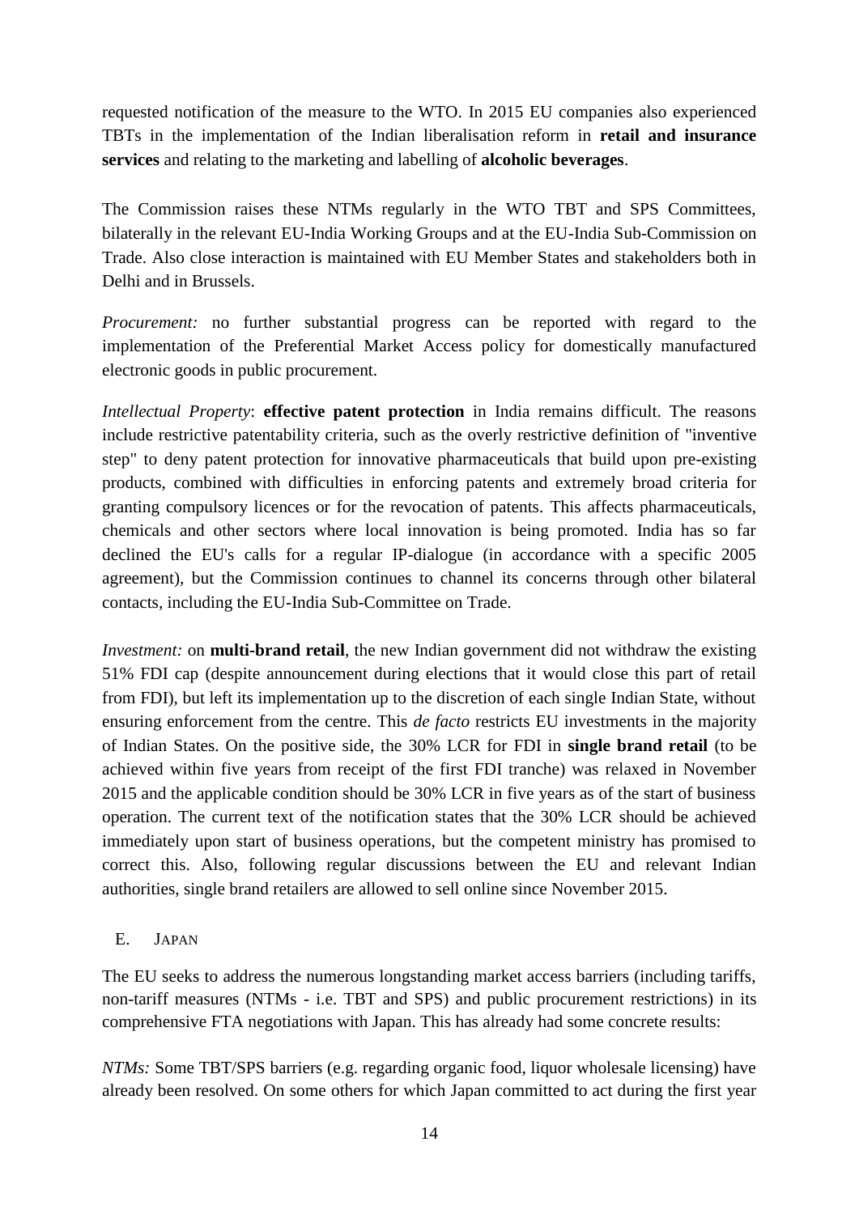requested notification of the measure to the WTO. In 2015 EU companies also experienced TBTs in the implementation of the Indian liberalisation reform in **retail and insurance services** and relating to the marketing and labelling of **alcoholic beverages**.

The Commission raises these NTMs regularly in the WTO TBT and SPS Committees, bilaterally in the relevant EU-India Working Groups and at the EU-India Sub-Commission on Trade. Also close interaction is maintained with EU Member States and stakeholders both in Delhi and in Brussels.

*Procurement:* no further substantial progress can be reported with regard to the implementation of the Preferential Market Access policy for domestically manufactured electronic goods in public procurement.

*Intellectual Property*: **effective patent protection** in India remains difficult. The reasons include restrictive patentability criteria, such as the overly restrictive definition of "inventive step" to deny patent protection for innovative pharmaceuticals that build upon pre-existing products, combined with difficulties in enforcing patents and extremely broad criteria for granting compulsory licences or for the revocation of patents. This affects pharmaceuticals, chemicals and other sectors where local innovation is being promoted. India has so far declined the EU's calls for a regular IP-dialogue (in accordance with a specific 2005 agreement), but the Commission continues to channel its concerns through other bilateral contacts, including the EU-India Sub-Committee on Trade.

*Investment:* on **multi-brand retail**, the new Indian government did not withdraw the existing 51% FDI cap (despite announcement during elections that it would close this part of retail from FDI), but left its implementation up to the discretion of each single Indian State, without ensuring enforcement from the centre. This *de facto* restricts EU investments in the majority of Indian States. On the positive side, the 30% LCR for FDI in **single brand retail** (to be achieved within five years from receipt of the first FDI tranche) was relaxed in November 2015 and the applicable condition should be 30% LCR in five years as of the start of business operation. The current text of the notification states that the 30% LCR should be achieved immediately upon start of business operations, but the competent ministry has promised to correct this. Also, following regular discussions between the EU and relevant Indian authorities, single brand retailers are allowed to sell online since November 2015.

## E. JAPAN

The EU seeks to address the numerous longstanding market access barriers (including tariffs, non-tariff measures (NTMs - i.e. TBT and SPS) and public procurement restrictions) in its comprehensive FTA negotiations with Japan. This has already had some concrete results:

*NTMs:* Some TBT/SPS barriers (e.g. regarding organic food, liquor wholesale licensing) have already been resolved. On some others for which Japan committed to act during the first year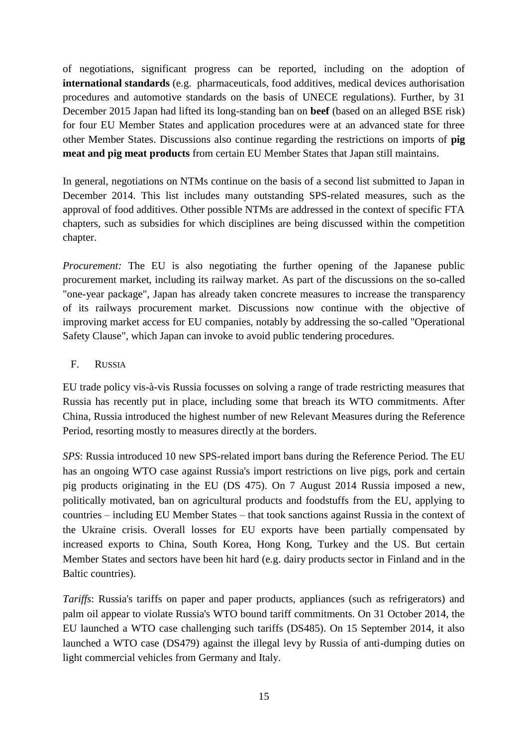of negotiations, significant progress can be reported, including on the adoption of **international standards** (e.g. pharmaceuticals, food additives, medical devices authorisation procedures and automotive standards on the basis of UNECE regulations). Further, by 31 December 2015 Japan had lifted its long-standing ban on **beef** (based on an alleged BSE risk) for four EU Member States and application procedures were at an advanced state for three other Member States. Discussions also continue regarding the restrictions on imports of **pig meat and pig meat products** from certain EU Member States that Japan still maintains.

In general, negotiations on NTMs continue on the basis of a second list submitted to Japan in December 2014. This list includes many outstanding SPS-related measures, such as the approval of food additives. Other possible NTMs are addressed in the context of specific FTA chapters, such as subsidies for which disciplines are being discussed within the competition chapter.

*Procurement:* The EU is also negotiating the further opening of the Japanese public procurement market, including its railway market. As part of the discussions on the so-called "one-year package", Japan has already taken concrete measures to increase the transparency of its railways procurement market. Discussions now continue with the objective of improving market access for EU companies, notably by addressing the so-called "Operational Safety Clause", which Japan can invoke to avoid public tendering procedures.

## F. Russia

EU trade policy vis-à-vis Russia focusses on solving a range of trade restricting measures that Russia has recently put in place, including some that breach its WTO commitments. After China, Russia introduced the highest number of new Relevant Measures during the Reference Period, resorting mostly to measures directly at the borders.

*SPS*: Russia introduced 10 new SPS-related import bans during the Reference Period. The EU has an ongoing WTO case against Russia's import restrictions on live pigs, pork and certain pig products originating in the EU (DS 475). On 7 August 2014 Russia imposed a new, politically motivated, ban on agricultural products and foodstuffs from the EU, applying to countries – including EU Member States – that took sanctions against Russia in the context of the Ukraine crisis. Overall losses for EU exports have been partially compensated by increased exports to China, South Korea, Hong Kong, Turkey and the US. But certain Member States and sectors have been hit hard (e.g. dairy products sector in Finland and in the Baltic countries).

*Tariffs*: Russia's tariffs on paper and paper products, appliances (such as refrigerators) and palm oil appear to violate Russia's WTO bound tariff commitments. On 31 October 2014, the EU launched a WTO case challenging such tariffs (DS485). On 15 September 2014, it also launched a WTO case (DS479) against the illegal levy by Russia of anti-dumping duties on light commercial vehicles from Germany and Italy.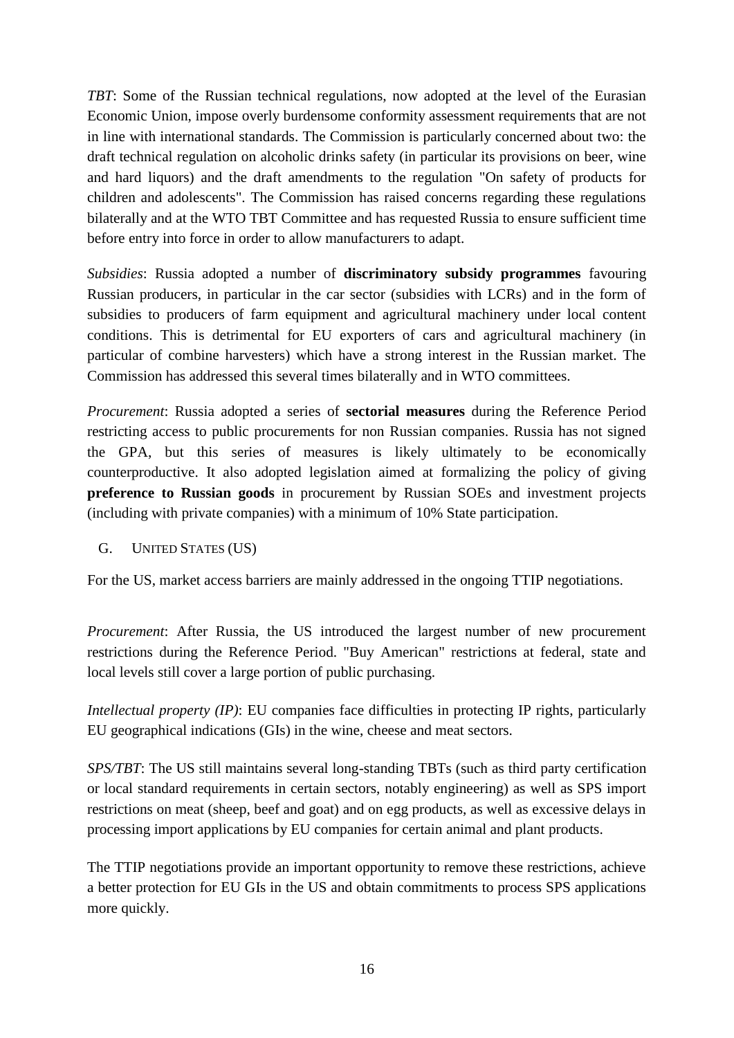*TBT*: Some of the Russian technical regulations, now adopted at the level of the Eurasian Economic Union, impose overly burdensome conformity assessment requirements that are not in line with international standards. The Commission is particularly concerned about two: the draft technical regulation on alcoholic drinks safety (in particular its provisions on beer, wine and hard liquors) and the draft amendments to the regulation "On safety of products for children and adolescents". The Commission has raised concerns regarding these regulations bilaterally and at the WTO TBT Committee and has requested Russia to ensure sufficient time before entry into force in order to allow manufacturers to adapt.

*Subsidies*: Russia adopted a number of **discriminatory subsidy programmes** favouring Russian producers, in particular in the car sector (subsidies with LCRs) and in the form of subsidies to producers of farm equipment and agricultural machinery under local content conditions. This is detrimental for EU exporters of cars and agricultural machinery (in particular of combine harvesters) which have a strong interest in the Russian market. The Commission has addressed this several times bilaterally and in WTO committees.

*Procurement*: Russia adopted a series of **sectorial measures** during the Reference Period restricting access to public procurements for non Russian companies. Russia has not signed the GPA, but this series of measures is likely ultimately to be economically counterproductive. It also adopted legislation aimed at formalizing the policy of giving **preference to Russian goods** in procurement by Russian SOEs and investment projects (including with private companies) with a minimum of 10% State participation.

## G. UNITED STATES (US)

For the US, market access barriers are mainly addressed in the ongoing TTIP negotiations.

*Procurement*: After Russia, the US introduced the largest number of new procurement restrictions during the Reference Period. "Buy American" restrictions at federal, state and local levels still cover a large portion of public purchasing.

*Intellectual property (IP)*: EU companies face difficulties in protecting IP rights, particularly EU geographical indications (GIs) in the wine, cheese and meat sectors.

*SPS/TBT*: The US still maintains several long-standing TBTs (such as third party certification or local standard requirements in certain sectors, notably engineering) as well as SPS import restrictions on meat (sheep, beef and goat) and on egg products, as well as excessive delays in processing import applications by EU companies for certain animal and plant products.

The TTIP negotiations provide an important opportunity to remove these restrictions, achieve a better protection for EU GIs in the US and obtain commitments to process SPS applications more quickly.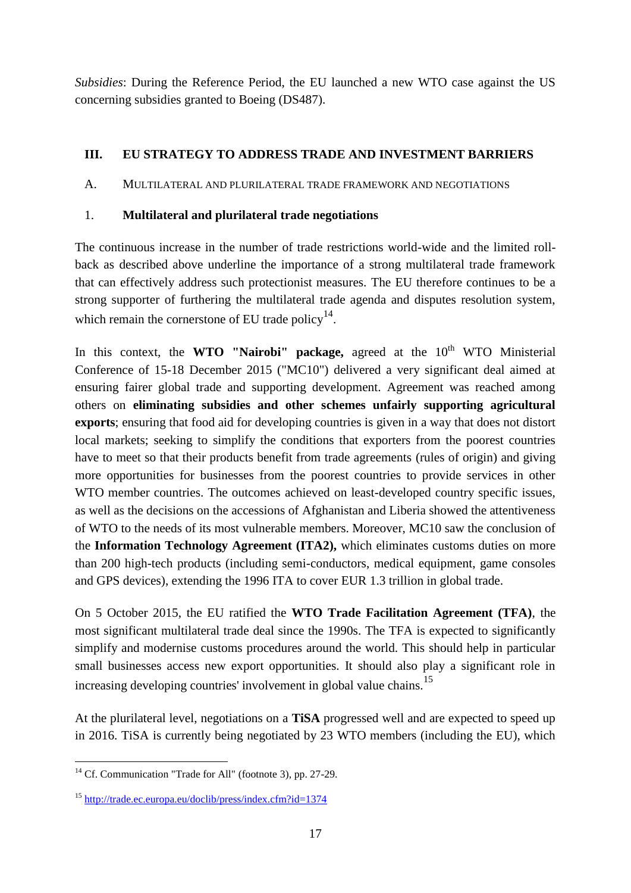*Subsidies*: During the Reference Period, the EU launched a new WTO case against the US concerning subsidies granted to Boeing (DS487).

## III. EU STRATEGY TO ADDRESS TRADE AND INVESTMENT BARRIERS

### A. MULTILATERAL AND PLURILATERAL TRADE FRAMEWORK AND NEGOTIATIONS

#### 1. Multilateral and plurilateral trade negotiations

The continuous increase in the number of trade restrictions world-wide and the limited roll-back as described above underline the importance of a strong multilateral trade framework that can effectively address such protectionist measures. The EU therefore continues to be a strong supporter of furthering the multilateral trade agenda and disputes resolution system, which remain the cornerstone of EU trade policy[14].

In this context, the **WTO "Nairobi" package,** agreed at the 10th WTO Ministerial Conference of 15-18 December 2015 ("MC10") delivered a very significant deal aimed at ensuring fairer global trade and supporting development. Agreement was reached among others on **eliminating subsidies and other schemes unfairly supporting agricultural exports**; ensuring that food aid for developing countries is given in a way that does not distort local markets; seeking to simplify the conditions that exporters from the poorest countries have to meet so that their products benefit from trade agreements (rules of origin) and giving more opportunities for businesses from the poorest countries to provide services in other WTO member countries. The outcomes achieved on least-developed country specific issues, as well as the decisions on the accessions of Afghanistan and Liberia showed the attentiveness of WTO to the needs of its most vulnerable members. Moreover, MC10 saw the conclusion of the **Information Technology Agreement (ITA2),** which eliminates customs duties on more than 200 high-tech products (including semi-conductors, medical equipment, game consoles and GPS devices), extending the 1996 ITA to cover EUR 1.3 trillion in global trade.

On 5 October 2015, the EU ratified the **WTO Trade Facilitation Agreement (TFA)**, the most significant multilateral trade deal since the 1990s. The TFA is expected to significantly simplify and modernise customs procedures around the world. This should help in particular small businesses access new export opportunities. It should also play a significant role in increasing developing countries' involvement in global value chains.[15]

At the plurilateral level, negotiations on a **TiSA** progressed well and are expected to speed up in 2016. TiSA is currently being negotiated by 23 WTO members (including the EU), which

---

[14] Cf. Communication "Trade for All" (footnote 3), pp. 27-29.

[15] http://trade.ec.europa.eu/doclib/press/index.cfm?id=1374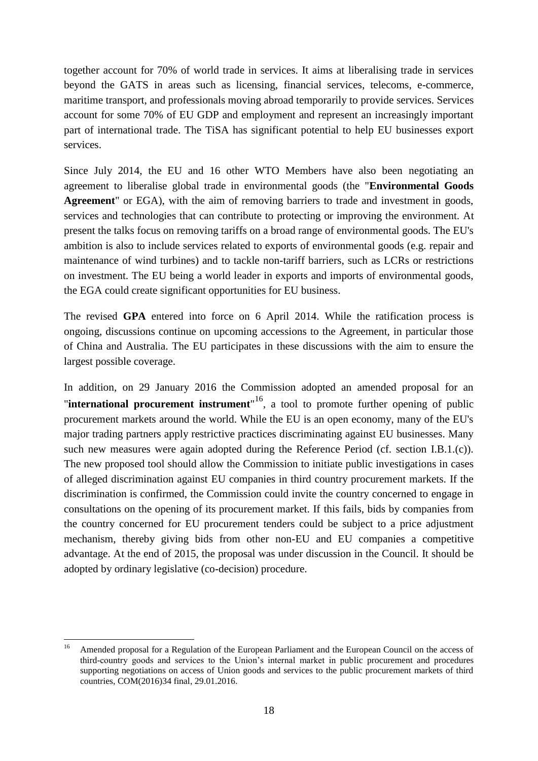together account for 70% of world trade in services. It aims at liberalising trade in services beyond the GATS in areas such as licensing, financial services, telecoms, e-commerce, maritime transport, and professionals moving abroad temporarily to provide services. Services account for some 70% of EU GDP and employment and represent an increasingly important part of international trade. The TiSA has significant potential to help EU businesses export services.

Since July 2014, the EU and 16 other WTO Members have also been negotiating an agreement to liberalise global trade in environmental goods (the "**Environmental Goods Agreement**" or EGA), with the aim of removing barriers to trade and investment in goods, services and technologies that can contribute to protecting or improving the environment. At present the talks focus on removing tariffs on a broad range of environmental goods. The EU's ambition is also to include services related to exports of environmental goods (e.g. repair and maintenance of wind turbines) and to tackle non-tariff barriers, such as LCRs or restrictions on investment. The EU being a world leader in exports and imports of environmental goods, the EGA could create significant opportunities for EU business.

The revised **GPA** entered into force on 6 April 2014. While the ratification process is ongoing, discussions continue on upcoming accessions to the Agreement, in particular those of China and Australia. The EU participates in these discussions with the aim to ensure the largest possible coverage.

In addition, on 29 January 2016 the Commission adopted an amended proposal for an "**international procurement instrument**"[16], a tool to promote further opening of public procurement markets around the world. While the EU is an open economy, many of the EU's major trading partners apply restrictive practices discriminating against EU businesses. Many such new measures were again adopted during the Reference Period (cf. section I.B.1.(c)). The new proposed tool should allow the Commission to initiate public investigations in cases of alleged discrimination against EU companies in third country procurement markets. If the discrimination is confirmed, the Commission could invite the country concerned to engage in consultations on the opening of its procurement market. If this fails, bids by companies from the country concerned for EU procurement tenders could be subject to a price adjustment mechanism, thereby giving bids from other non-EU and EU companies a competitive advantage. At the end of 2015, the proposal was under discussion in the Council. It should be adopted by ordinary legislative (co-decision) procedure.

---

[16] Amended proposal for a Regulation of the European Parliament and the European Council on the access of third-country goods and services to the Union's internal market in public procurement and procedures supporting negotiations on access of Union goods and services to the public procurement markets of third countries, COM(2016)34 final, 29.01.2016.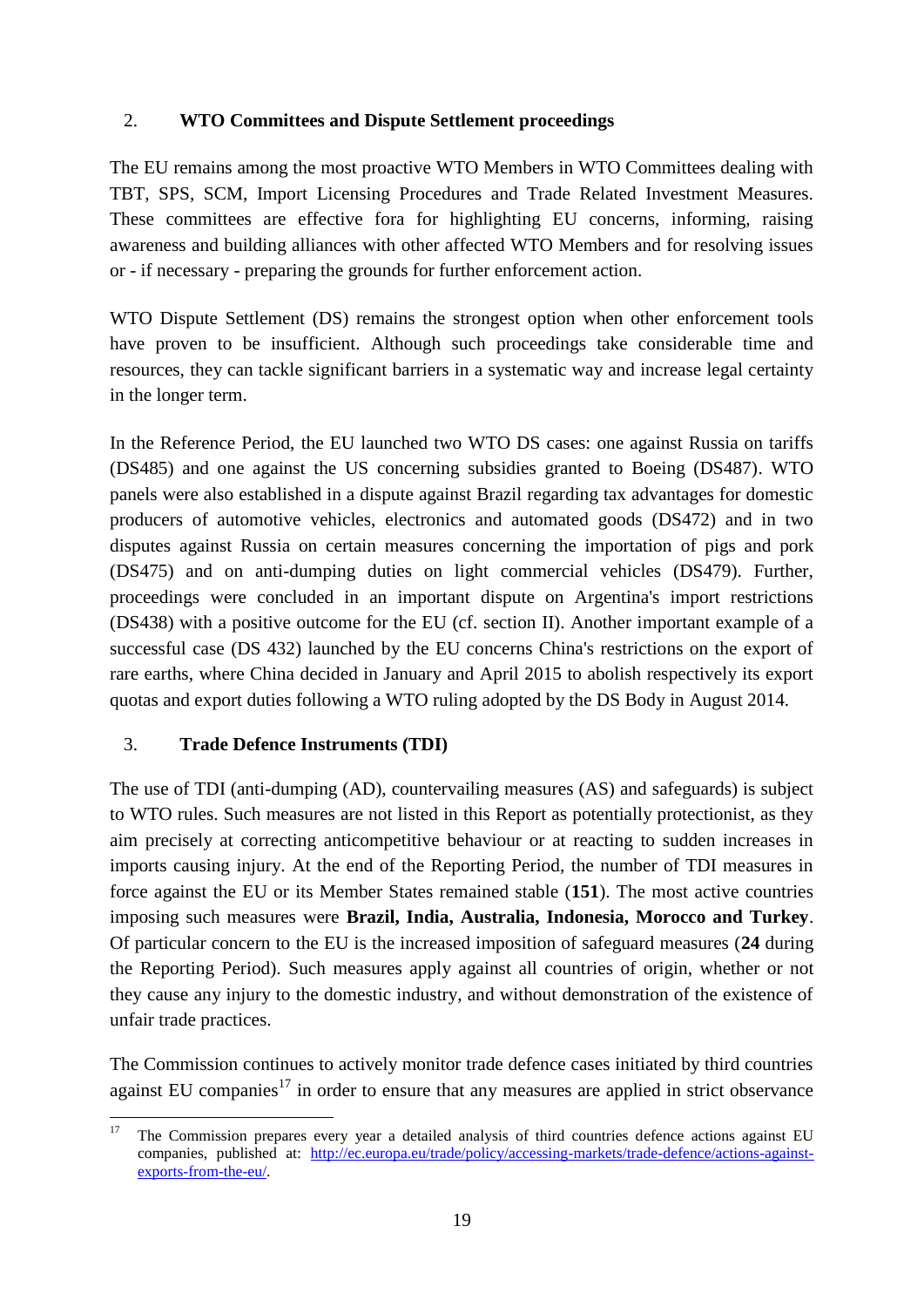## 2. WTO Committees and Dispute Settlement proceedings

The EU remains among the most proactive WTO Members in WTO Committees dealing with TBT, SPS, SCM, Import Licensing Procedures and Trade Related Investment Measures. These committees are effective fora for highlighting EU concerns, informing, raising awareness and building alliances with other affected WTO Members and for resolving issues or - if necessary - preparing the grounds for further enforcement action.

WTO Dispute Settlement (DS) remains the strongest option when other enforcement tools have proven to be insufficient. Although such proceedings take considerable time and resources, they can tackle significant barriers in a systematic way and increase legal certainty in the longer term.

In the Reference Period, the EU launched two WTO DS cases: one against Russia on tariffs (DS485) and one against the US concerning subsidies granted to Boeing (DS487). WTO panels were also established in a dispute against Brazil regarding tax advantages for domestic producers of automotive vehicles, electronics and automated goods (DS472) and in two disputes against Russia on certain measures concerning the importation of pigs and pork (DS475) and on anti-dumping duties on light commercial vehicles (DS479). Further, proceedings were concluded in an important dispute on Argentina's import restrictions (DS438) with a positive outcome for the EU (cf. section II). Another important example of a successful case (DS 432) launched by the EU concerns China's restrictions on the export of rare earths, where China decided in January and April 2015 to abolish respectively its export quotas and export duties following a WTO ruling adopted by the DS Body in August 2014.

## 3. Trade Defence Instruments (TDI)

The use of TDI (anti-dumping (AD), countervailing measures (AS) and safeguards) is subject to WTO rules. Such measures are not listed in this Report as potentially protectionist, as they aim precisely at correcting anticompetitive behaviour or at reacting to sudden increases in imports causing injury. At the end of the Reporting Period, the number of TDI measures in force against the EU or its Member States remained stable (**151**). The most active countries imposing such measures were **Brazil, India, Australia, Indonesia, Morocco and Turkey**. Of particular concern to the EU is the increased imposition of safeguard measures (**24** during the Reporting Period). Such measures apply against all countries of origin, whether or not they cause any injury to the domestic industry, and without demonstration of the existence of unfair trade practices.

The Commission continues to actively monitor trade defence cases initiated by third countries against EU companies[17] in order to ensure that any measures are applied in strict observance

[17] The Commission prepares every year a detailed analysis of third countries defence actions against EU companies, published at: http://ec.europa.eu/trade/policy/accessing-markets/trade-defence/actions-against-exports-from-the-eu/.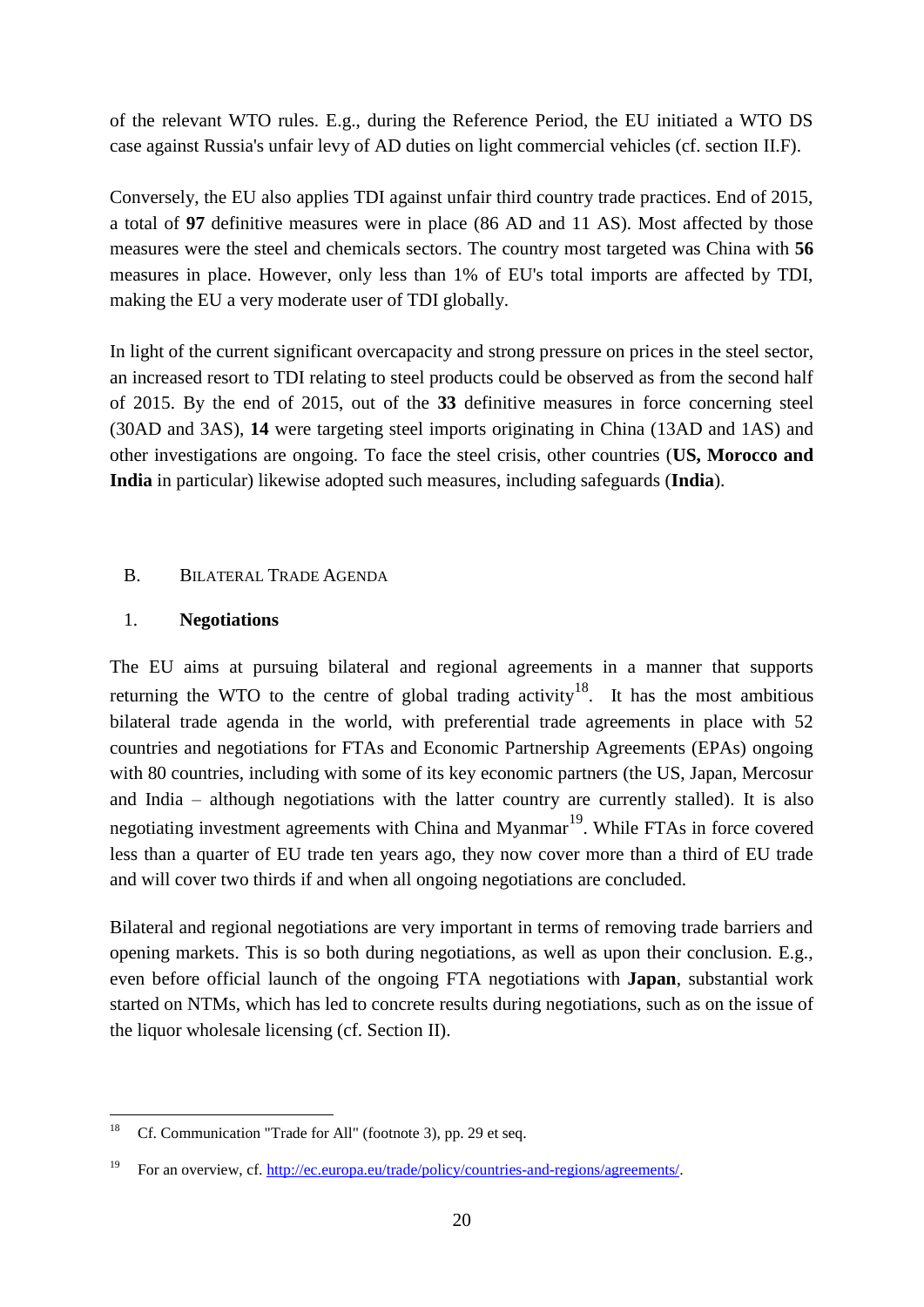of the relevant WTO rules. E.g., during the Reference Period, the EU initiated a WTO DS case against Russia's unfair levy of AD duties on light commercial vehicles (cf. section II.F).

Conversely, the EU also applies TDI against unfair third country trade practices. End of 2015, a total of **97** definitive measures were in place (86 AD and 11 AS). Most affected by those measures were the steel and chemicals sectors. The country most targeted was China with **56** measures in place. However, only less than 1% of EU's total imports are affected by TDI, making the EU a very moderate user of TDI globally.

In light of the current significant overcapacity and strong pressure on prices in the steel sector, an increased resort to TDI relating to steel products could be observed as from the second half of 2015. By the end of 2015, out of the **33** definitive measures in force concerning steel (30AD and 3AS), **14** were targeting steel imports originating in China (13AD and 1AS) and other investigations are ongoing. To face the steel crisis, other countries (**US, Morocco and India** in particular) likewise adopted such measures, including safeguards (**India**).

## B. BILATERAL TRADE AGENDA

### 1. Negotiations

The EU aims at pursuing bilateral and regional agreements in a manner that supports returning the WTO to the centre of global trading activity[18]. It has the most ambitious bilateral trade agenda in the world, with preferential trade agreements in place with 52 countries and negotiations for FTAs and Economic Partnership Agreements (EPAs) ongoing with 80 countries, including with some of its key economic partners (the US, Japan, Mercosur and India – although negotiations with the latter country are currently stalled). It is also negotiating investment agreements with China and Myanmar[19]. While FTAs in force covered less than a quarter of EU trade ten years ago, they now cover more than a third of EU trade and will cover two thirds if and when all ongoing negotiations are concluded.

Bilateral and regional negotiations are very important in terms of removing trade barriers and opening markets. This is so both during negotiations, as well as upon their conclusion. E.g., even before official launch of the ongoing FTA negotiations with **Japan**, substantial work started on NTMs, which has led to concrete results during negotiations, such as on the issue of the liquor wholesale licensing (cf. Section II).

---

[18] Cf. Communication "Trade for All" (footnote 3), pp. 29 et seq.

[19] For an overview, cf. http://ec.europa.eu/trade/policy/countries-and-regions/agreements/.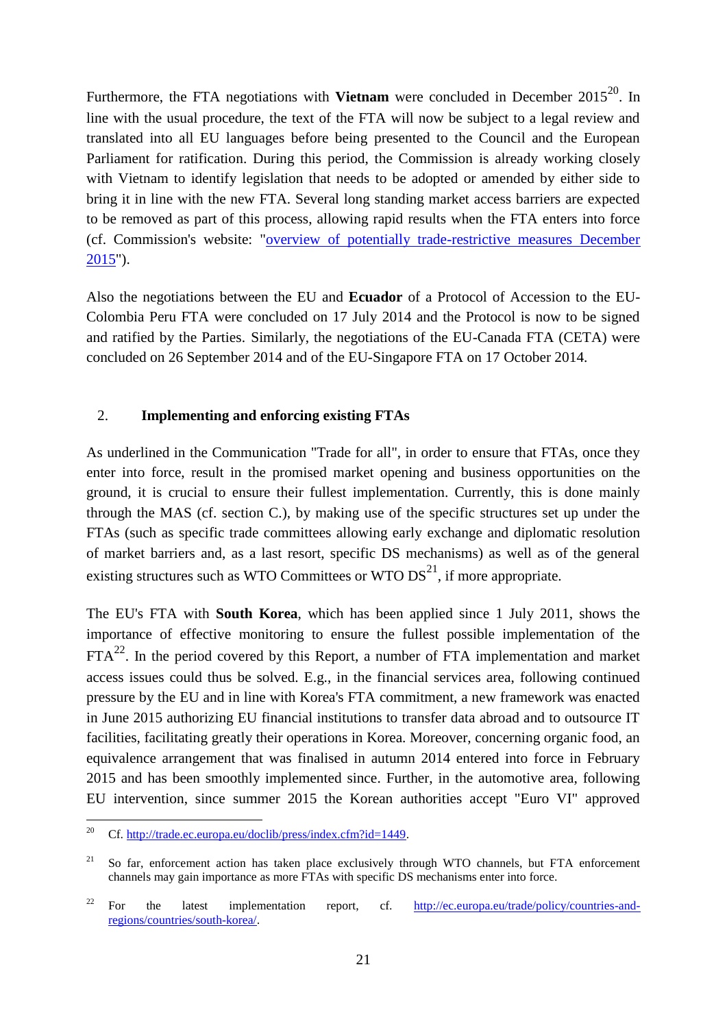Furthermore, the FTA negotiations with **Vietnam** were concluded in December 2015[20]. In line with the usual procedure, the text of the FTA will now be subject to a legal review and translated into all EU languages before being presented to the Council and the European Parliament for ratification. During this period, the Commission is already working closely with Vietnam to identify legislation that needs to be adopted or amended by either side to bring it in line with the new FTA. Several long standing market access barriers are expected to be removed as part of this process, allowing rapid results when the FTA enters into force (cf. Commission's website: "overview of potentially trade-restrictive measures December 2015").

Also the negotiations between the EU and **Ecuador** of a Protocol of Accession to the EU-Colombia Peru FTA were concluded on 17 July 2014 and the Protocol is now to be signed and ratified by the Parties. Similarly, the negotiations of the EU-Canada FTA (CETA) were concluded on 26 September 2014 and of the EU-Singapore FTA on 17 October 2014.

## 2. Implementing and enforcing existing FTAs

As underlined in the Communication "Trade for all", in order to ensure that FTAs, once they enter into force, result in the promised market opening and business opportunities on the ground, it is crucial to ensure their fullest implementation. Currently, this is done mainly through the MAS (cf. section C.), by making use of the specific structures set up under the FTAs (such as specific trade committees allowing early exchange and diplomatic resolution of market barriers and, as a last resort, specific DS mechanisms) as well as of the general existing structures such as WTO Committees or WTO DS[21], if more appropriate.

The EU's FTA with **South Korea**, which has been applied since 1 July 2011, shows the importance of effective monitoring to ensure the fullest possible implementation of the FTA[22]. In the period covered by this Report, a number of FTA implementation and market access issues could thus be solved. E.g., in the financial services area, following continued pressure by the EU and in line with Korea's FTA commitment, a new framework was enacted in June 2015 authorizing EU financial institutions to transfer data abroad and to outsource IT facilities, facilitating greatly their operations in Korea. Moreover, concerning organic food, an equivalence arrangement that was finalised in autumn 2014 entered into force in February 2015 and has been smoothly implemented since. Further, in the automotive area, following EU intervention, since summer 2015 the Korean authorities accept "Euro VI" approved

---

[20] Cf. http://trade.ec.europa.eu/doclib/press/index.cfm?id=1449.

[21] So far, enforcement action has taken place exclusively through WTO channels, but FTA enforcement channels may gain importance as more FTAs with specific DS mechanisms enter into force.

[22] For the latest implementation report, cf. http://ec.europa.eu/trade/policy/countries-and-regions/countries/south-korea/.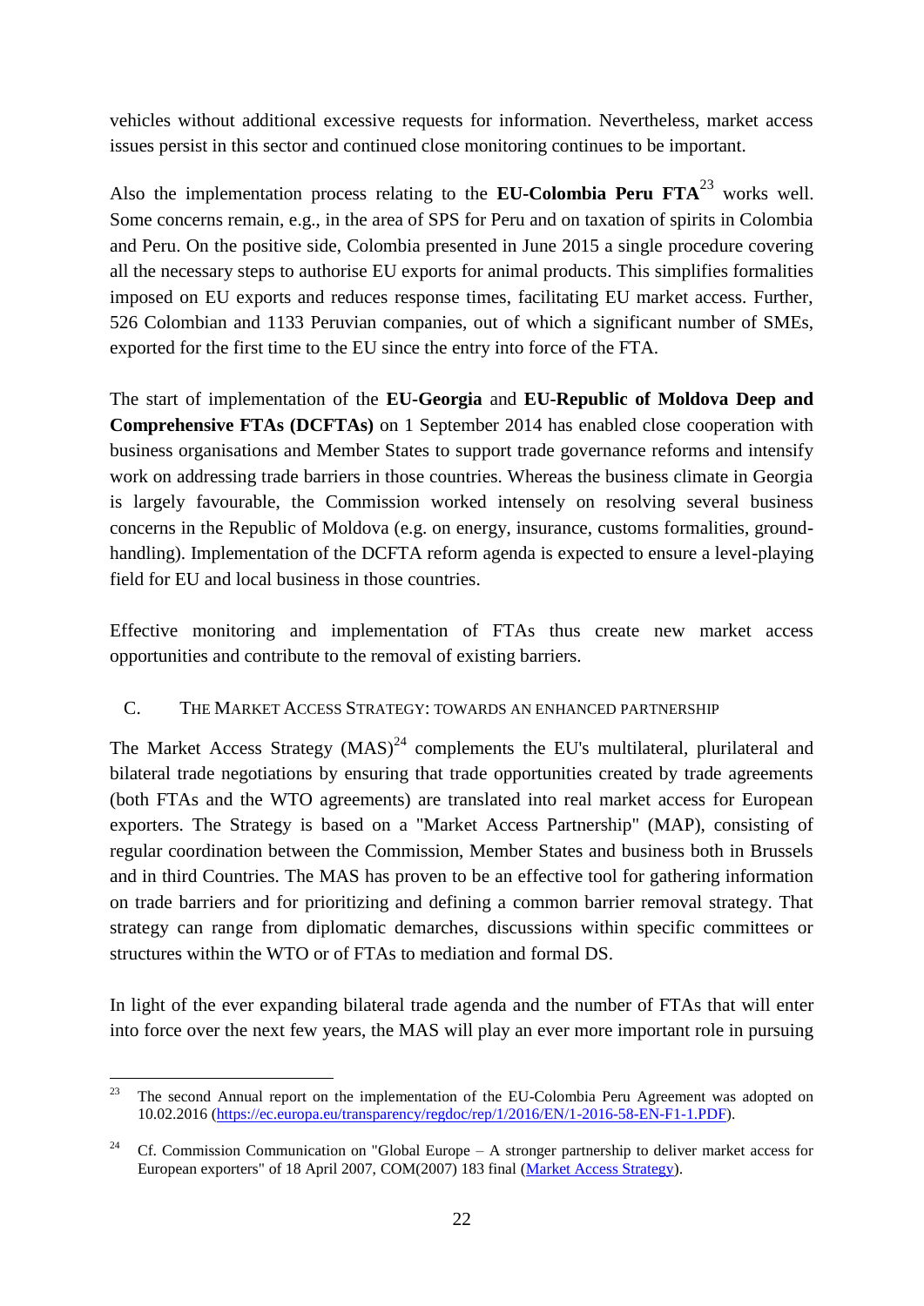vehicles without additional excessive requests for information. Nevertheless, market access issues persist in this sector and continued close monitoring continues to be important.

Also the implementation process relating to the **EU-Colombia Peru FTA**[23] works well. Some concerns remain, e.g., in the area of SPS for Peru and on taxation of spirits in Colombia and Peru. On the positive side, Colombia presented in June 2015 a single procedure covering all the necessary steps to authorise EU exports for animal products. This simplifies formalities imposed on EU exports and reduces response times, facilitating EU market access. Further, 526 Colombian and 1133 Peruvian companies, out of which a significant number of SMEs, exported for the first time to the EU since the entry into force of the FTA.

The start of implementation of the **EU-Georgia** and **EU-Republic of Moldova Deep and Comprehensive FTAs (DCFTAs)** on 1 September 2014 has enabled close cooperation with business organisations and Member States to support trade governance reforms and intensify work on addressing trade barriers in those countries. Whereas the business climate in Georgia is largely favourable, the Commission worked intensely on resolving several business concerns in the Republic of Moldova (e.g. on energy, insurance, customs formalities, ground-handling). Implementation of the DCFTA reform agenda is expected to ensure a level-playing field for EU and local business in those countries.

Effective monitoring and implementation of FTAs thus create new market access opportunities and contribute to the removal of existing barriers.

## C. THE MARKET ACCESS STRATEGY: TOWARDS AN ENHANCED PARTNERSHIP

The Market Access Strategy (MAS)[24] complements the EU's multilateral, plurilateral and bilateral trade negotiations by ensuring that trade opportunities created by trade agreements (both FTAs and the WTO agreements) are translated into real market access for European exporters. The Strategy is based on a "Market Access Partnership" (MAP), consisting of regular coordination between the Commission, Member States and business both in Brussels and in third Countries. The MAS has proven to be an effective tool for gathering information on trade barriers and for prioritizing and defining a common barrier removal strategy. That strategy can range from diplomatic demarches, discussions within specific committees or structures within the WTO or of FTAs to mediation and formal DS.

In light of the ever expanding bilateral trade agenda and the number of FTAs that will enter into force over the next few years, the MAS will play an ever more important role in pursuing

---

[23] The second Annual report on the implementation of the EU-Colombia Peru Agreement was adopted on 10.02.2016 (https://ec.europa.eu/transparency/regdoc/rep/1/2016/EN/1-2016-58-EN-F1-1.PDF).

[24] Cf. Commission Communication on "Global Europe – A stronger partnership to deliver market access for European exporters" of 18 April 2007, COM(2007) 183 final (Market Access Strategy).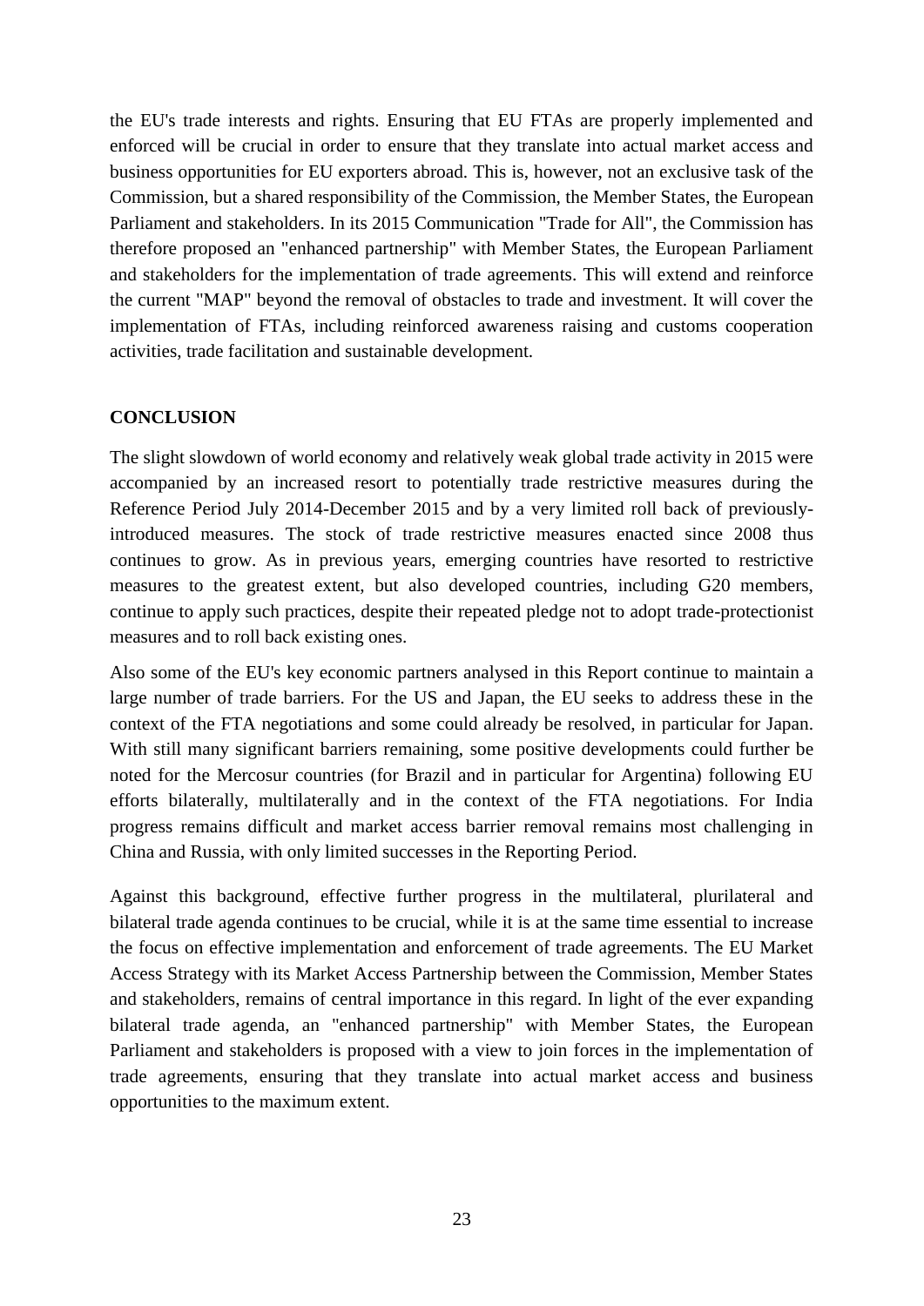the EU's trade interests and rights. Ensuring that EU FTAs are properly implemented and enforced will be crucial in order to ensure that they translate into actual market access and business opportunities for EU exporters abroad. This is, however, not an exclusive task of the Commission, but a shared responsibility of the Commission, the Member States, the European Parliament and stakeholders. In its 2015 Communication "Trade for All", the Commission has therefore proposed an "enhanced partnership" with Member States, the European Parliament and stakeholders for the implementation of trade agreements. This will extend and reinforce the current "MAP" beyond the removal of obstacles to trade and investment. It will cover the implementation of FTAs, including reinforced awareness raising and customs cooperation activities, trade facilitation and sustainable development.

**CONCLUSION**

The slight slowdown of world economy and relatively weak global trade activity in 2015 were accompanied by an increased resort to potentially trade restrictive measures during the Reference Period July 2014-December 2015 and by a very limited roll back of previously-introduced measures. The stock of trade restrictive measures enacted since 2008 thus continues to grow. As in previous years, emerging countries have resorted to restrictive measures to the greatest extent, but also developed countries, including G20 members, continue to apply such practices, despite their repeated pledge not to adopt trade-protectionist measures and to roll back existing ones.

Also some of the EU's key economic partners analysed in this Report continue to maintain a large number of trade barriers. For the US and Japan, the EU seeks to address these in the context of the FTA negotiations and some could already be resolved, in particular for Japan. With still many significant barriers remaining, some positive developments could further be noted for the Mercosur countries (for Brazil and in particular for Argentina) following EU efforts bilaterally, multilaterally and in the context of the FTA negotiations. For India progress remains difficult and market access barrier removal remains most challenging in China and Russia, with only limited successes in the Reporting Period.

Against this background, effective further progress in the multilateral, plurilateral and bilateral trade agenda continues to be crucial, while it is at the same time essential to increase the focus on effective implementation and enforcement of trade agreements. The EU Market Access Strategy with its Market Access Partnership between the Commission, Member States and stakeholders, remains of central importance in this regard. In light of the ever expanding bilateral trade agenda, an "enhanced partnership" with Member States, the European Parliament and stakeholders is proposed with a view to join forces in the implementation of trade agreements, ensuring that they translate into actual market access and business opportunities to the maximum extent.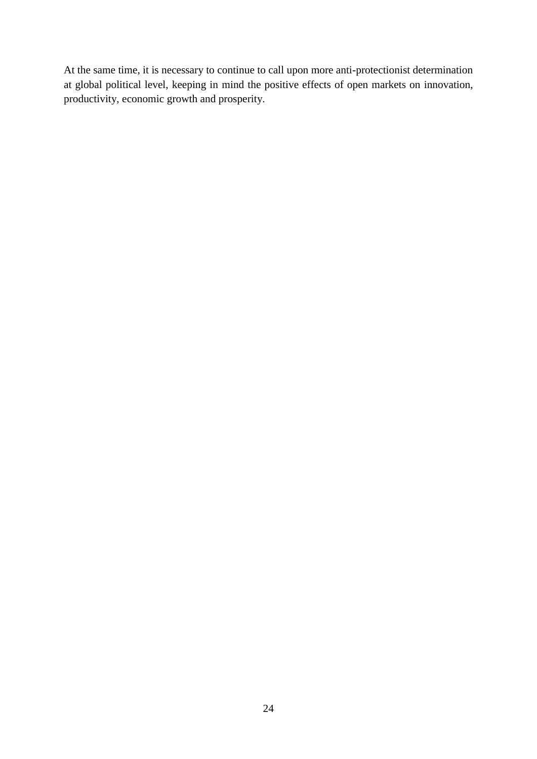At the same time, it is necessary to continue to call upon more anti-protectionist determination at global political level, keeping in mind the positive effects of open markets on innovation, productivity, economic growth and prosperity.